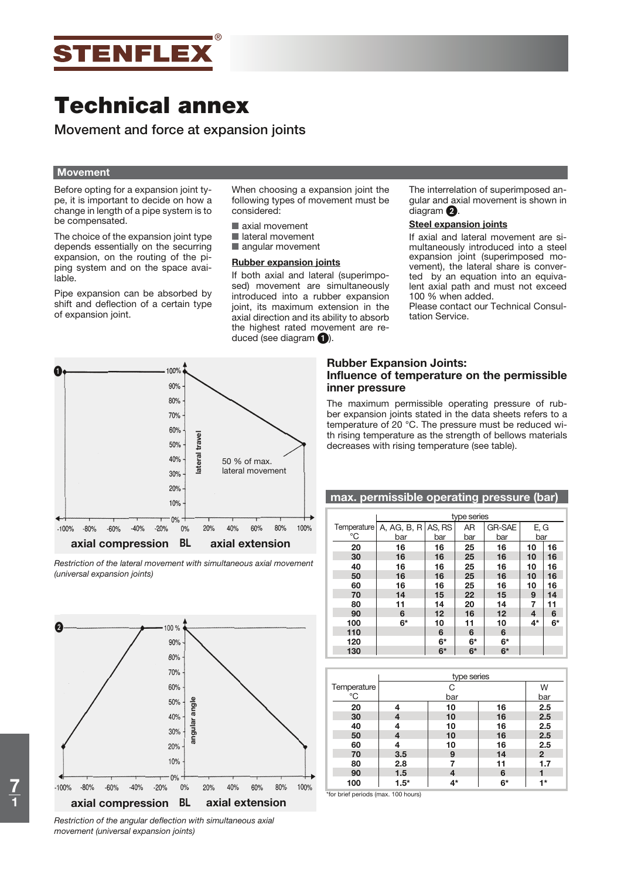# Technical annex

## Movement and force at expansion joints

### Movement

Before opting for a expansion joint type, it is important to decide on how a change in length of a pipe system is to be compensated.

The choice of the expansion joint type depends essentially on the securring expansion, on the routing of the piping system and on the space available.

Pipe expansion can be absorbed by shift and deflection of a certain type of expansion joint.

When choosing a expansion joint the following types of movement must be considered:

- axial movement
- lateral movement
- angular movement

**Rubber expansion joints**

If both axial and lateral (superimposed) movement are simultaneously introduced into a rubber expansion joint, its maximum extension in the axial direction and its ability to absorb the highest rated movement are reduced (see diagram 1).

The interrelation of superimposed angular and axial movement is shown in diagram 2.

**Steel expansion joints**

If axial and lateral movement are simultaneously introduced into a steel expansion joint (superimposed movement), the lateral share is converted by an equation into an equivalent axial path and must not exceed 100 % when added.
Please contact our Technical Consultation Service.

*Restriction of the lateral movement with simultaneous axial movement (universal expansion joints)*

*Restriction of the angular deflection with simultaneous axial movement (universal expansion joints)*

### Rubber Expansion Joints: Influence of temperature on the permissible inner pressure

The maximum permissible operating pressure of rubber expansion joints stated in the data sheets refers to a temperature of 20 °C. The pressure must be reduced with rising temperature as the strength of bellows materials decreases with rising temperature (see table).

**max. permissible operating pressure (bar)**

| Temperature °C | A, AG, B, R bar | AS, RS bar | AR bar | GR-SAE bar | E, G bar | |
|---|---|---|---|---|---|---|
| 20 | 16 | 16 | 25 | 16 | 10 | 16 |
| 30 | 16 | 16 | 25 | 16 | 10 | 16 |
| 40 | 16 | 16 | 25 | 16 | 10 | 16 |
| 50 | 16 | 16 | 25 | 16 | 10 | 16 |
| 60 | 16 | 16 | 25 | 16 | 10 | 16 |
| 70 | 14 | 15 | 22 | 15 | 9 | 14 |
| 80 | 11 | 14 | 20 | 14 | 7 | 11 |
| 90 | 6 | 12 | 16 | 12 | 4 | 6 |
| 100 | 6* | 10 | 11 | 10 | 4* | 6* |
| 110 | | 6 | 6 | 6 | | |
| 120 | | 6* | 6* | 6* | | |
| 130 | | 6* | 6* | 6* | | |

| Temperature °C | C bar | | | W bar |
|---|---|---|---|---|
| 20 | 4 | 10 | 16 | 2.5 |
| 30 | 4 | 10 | 16 | 2.5 |
| 40 | 4 | 10 | 16 | 2.5 |
| 50 | 4 | 10 | 16 | 2.5 |
| 60 | 4 | 10 | 16 | 2.5 |
| 70 | 3.5 | 9 | 14 | 2 |
| 80 | 2.8 | 7 | 11 | 1.7 |
| 90 | 1.5 | 4 | 6 | 1 |
| 100 | 1.5* | 4* | 6* | 1* |

*for brief periods (max. 100 hours)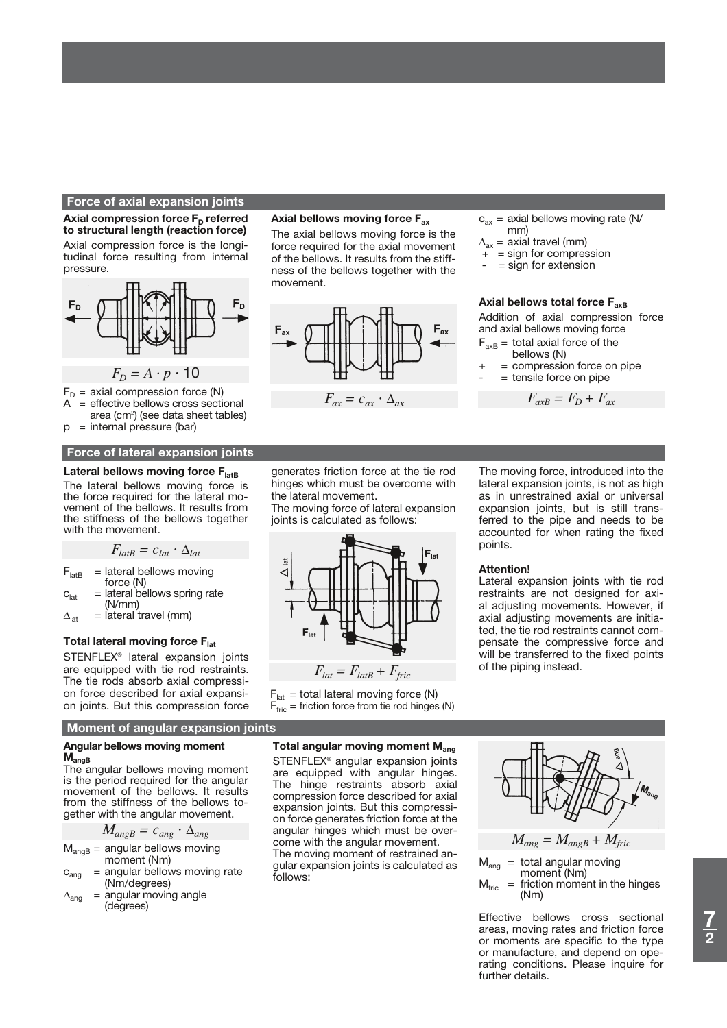## Force of axial expansion joints

**Axial compression force $F_D$ referred to structural length (reaction force)**

Axial compression force is the longitudinal force resulting from internal pressure.

$$F_D = A \cdot p \cdot 10$$

$F_D$ = axial compression force (N)
$A$ = effective bellows cross sectional area (cm²) (see data sheet tables)
$p$ = internal pressure (bar)

**Axial bellows moving force $F_{ax}$**

The axial bellows moving force is the force required for the axial movement of the bellows. It results from the stiffness of the bellows together with the movement.

$$F_{ax} = c_{ax} \cdot \Delta_{ax}$$

$c_{ax}$ = axial bellows moving rate (N/mm)
$\Delta_{ax}$ = axial travel (mm)
\+ = sign for compression
\- = sign for extension

**Axial bellows total force $F_{axB}$**

Addition of axial compression force and axial bellows moving force

$F_{axB}$ = total axial force of the bellows (N)
\+ = compression force on pipe
\- = tensile force on pipe

$$F_{axB} = F_D + F_{ax}$$

## Force of lateral expansion joints

**Lateral bellows moving force $F_{latB}$**

The lateral bellows moving force is the force required for the lateral movement of the bellows. It results from the stiffness of the bellows together with the movement.

$$F_{latB} = c_{lat} \cdot \Delta_{lat}$$

$F_{latB}$ = lateral bellows moving force (N)
$c_{lat}$ = lateral bellows spring rate (N/mm)
$\Delta_{lat}$ = lateral travel (mm)

**Total lateral moving force $F_{lat}$**

STENFLEX® lateral expansion joints are equipped with tie rod restraints. The tie rods absorb axial compression force described for axial expansion joints. But this compression force generates friction force at the tie rod hinges which must be overcome with the lateral movement.
The moving force of lateral expansion joints is calculated as follows:

$$F_{lat} = F_{latB} + F_{fric}$$

$F_{lat}$ = total lateral moving force (N)
$F_{fric}$ = friction force from tie rod hinges (N)

The moving force, introduced into the lateral expansion joints, is not as high as in unrestrained axial or universal expansion joints, but is still transferred to the pipe and needs to be accounted for when rating the fixed points.

**Attention!**
Lateral expansion joints with tie rod restraints are not designed for axial adjusting movements. However, if axial adjusting movements are initiated, the tie rod restraints cannot compensate the compressive force and will be transferred to the fixed points of the piping instead.

## Moment of angular expansion joints

**Angular bellows moving moment $M_{angB}$**

The angular bellows moving moment is the period required for the angular movement of the bellows. It results from the stiffness of the bellows together with the angular movement.

$$M_{angB} = c_{ang} \cdot \Delta_{ang}$$

$M_{angB}$ = angular bellows moving moment (Nm)
$c_{ang}$ = angular bellows moving rate (Nm/degrees)
$\Delta_{ang}$ = angular moving angle (degrees)

**Total angular moving moment $M_{ang}$**

STENFLEX® angular expansion joints are equipped with angular hinges. The hinge restraints absorb axial compression force described for axial expansion joints. But this compression force generates friction force at the angular hinges which must be overcome with the angular movement.
The moving moment of restrained angular expansion joints is calculated as follows:

$$M_{ang} = M_{angB} + M_{fric}$$

$M_{ang}$ = total angular moving moment (Nm)
$M_{fric}$ = friction moment in the hinges (Nm)

Effective bellows cross sectional areas, moving rates and friction force or moments are specific to the type or manufacture, and depend on operating conditions. Please inquire for further details.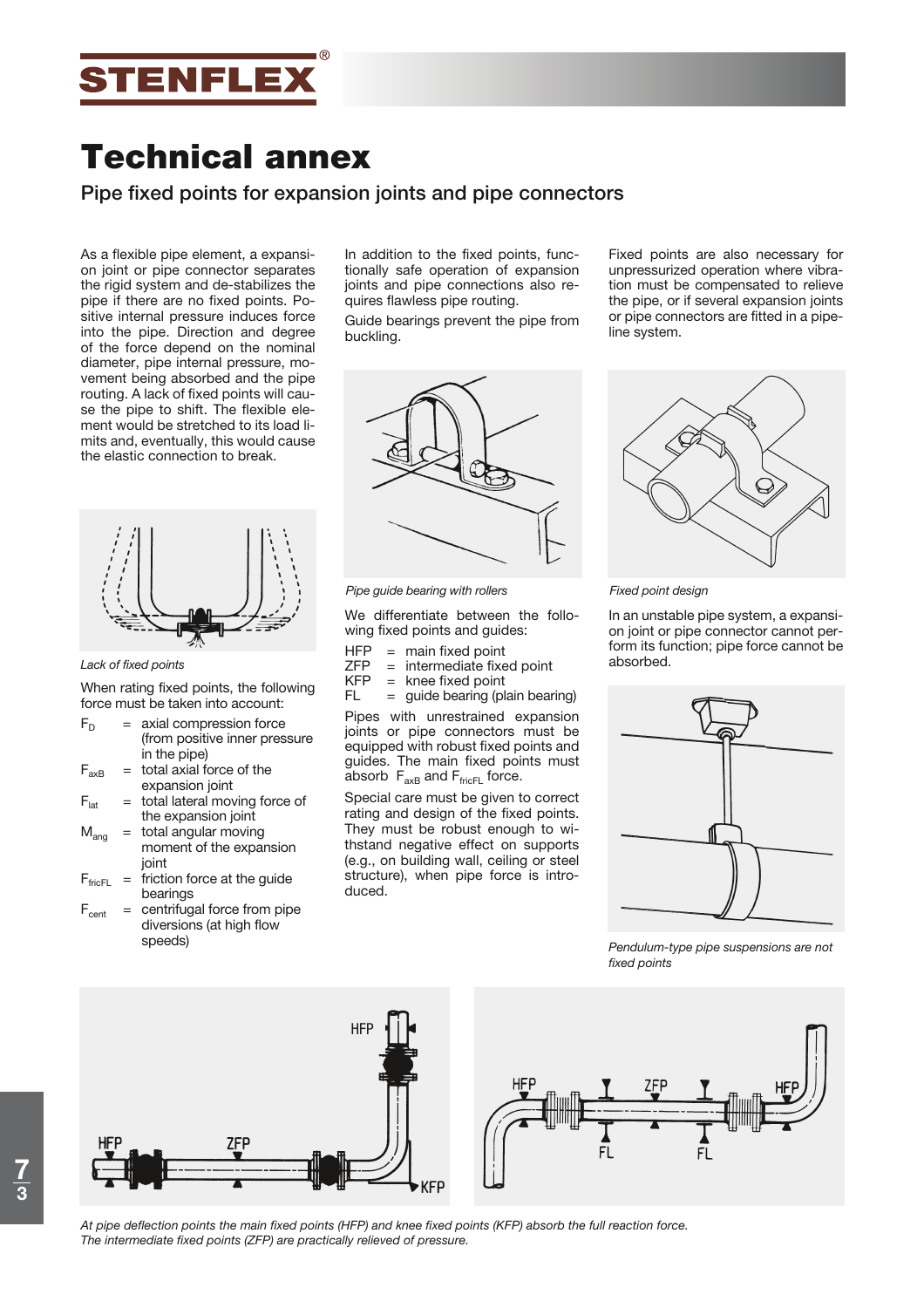# Technical annex

## Pipe fixed points for expansion joints and pipe connectors

As a flexible pipe element, an expansion joint or pipe connector separates the rigid system and de-stabilizes the pipe if there are no fixed points. Positive internal pressure induces force into the pipe. Direction and degree of the force depend on the nominal diameter, pipe internal pressure, movement being absorbed and the pipe routing. A lack of fixed points will cause the pipe to shift. The flexible element would be stretched to its load limits and, eventually, this would cause the elastic connection to break.

*Lack of fixed points*

When rating fixed points, the following force must be taken into account:

- $F_D$ = axial compression force (from positive inner pressure in the pipe)
- $F_{axB}$ = total axial force of the expansion joint
- $F_{lat}$ = total lateral moving force of the expansion joint
- $M_{ang}$ = total angular moving moment of the expansion joint
- $F_{fricFL}$ = friction force at the guide bearings
- $F_{cent}$ = centrifugal force from pipe diversions (at high flow speeds)

In addition to the fixed points, functionally safe operation of expansion joints and pipe connections also requires flawless pipe routing.

Guide bearings prevent the pipe from buckling.

*Pipe guide bearing with rollers*

We differentiate between the following fixed points and guides:

- HFP = main fixed point
- ZFP = intermediate fixed point
- KFP = knee fixed point
- FL = guide bearing (plain bearing)

Pipes with unrestrained expansion joints or pipe connectors must be equipped with robust fixed points and guides. The main fixed points must absorb $F_{axB}$ and $F_{fricFL}$ force.

Special care must be given to correct rating and design of the fixed points. They must be robust enough to withstand negative effect on supports (e.g., on building wall, ceiling or steel structure), when pipe force is introduced.

Fixed points are also necessary for unpressurized operation where vibration must be compensated to relieve the pipe, or if several expansion joints or pipe connectors are fitted in a pipeline system.

*Fixed point design*

In an unstable pipe system, a expansion joint or pipe connector cannot perform its function; pipe force cannot be absorbed.

*Pendulum-type pipe suspensions are not fixed points*

*At pipe deflection points the main fixed points (HFP) and knee fixed points (KFP) absorb the full reaction force. The intermediate fixed points (ZFP) are practically relieved of pressure.*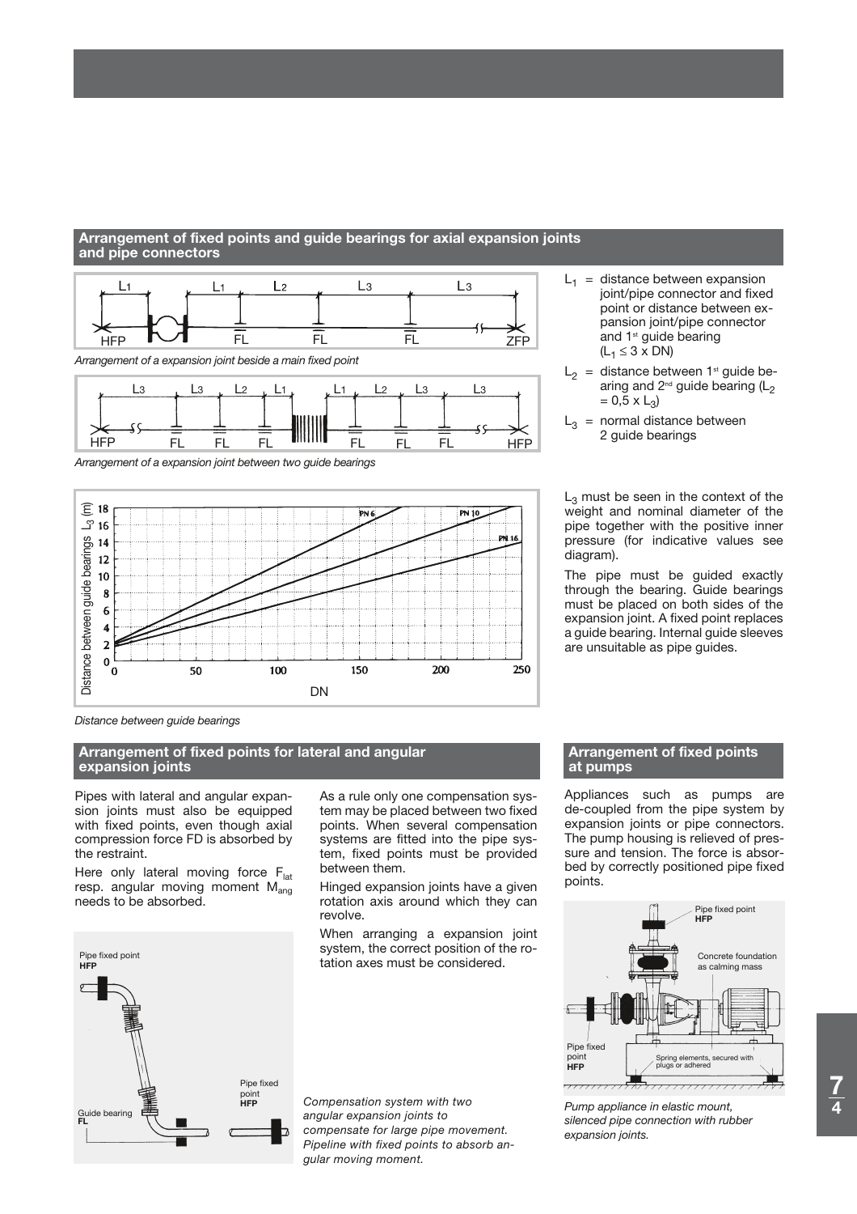## Arrangement of fixed points and guide bearings for axial expansion joints and pipe connectors

*Arrangement of a expansion joint beside a main fixed point*

*Arrangement of a expansion joint between two guide bearings*

*Distance between guide bearings*

$L_1$ = distance between expansion joint/pipe connector and fixed point or distance between expansion joint/pipe connector and 1st guide bearing ($L_1 \leq 3 \times DN$)

$L_2$ = distance between 1st guide bearing and 2nd guide bearing ($L_2 = 0{,}5 \times L_3$)

$L_3$ = normal distance between 2 guide bearings

$L_3$ must be seen in the context of the weight and nominal diameter of the pipe together with the positive inner pressure (for indicative values see diagram).

The pipe must be guided exactly through the bearing. Guide bearings must be placed on both sides of the expansion joint. A fixed point replaces a guide bearing. Internal guide sleeves are unsuitable as pipe guides.

## Arrangement of fixed points for lateral and angular expansion joints

Pipes with lateral and angular expansion joints must also be equipped with fixed points, even though axial compression force FD is absorbed by the restraint.

Here only lateral moving force $F_{lat}$ resp. angular moving moment $M_{ang}$ needs to be absorbed.

As a rule only one compensation system may be placed between two fixed points. When several compensation systems are fitted into the pipe system, fixed points must be provided between them.

Hinged expansion joints have a given rotation axis around which they can revolve.

When arranging a expansion joint system, the correct position of the rotation axes must be considered.

*Compensation system with two angular expansion joints to compensate for large pipe movement. Pipeline with fixed points to absorb angular moving moment.*

## Arrangement of fixed points at pumps

Appliances such as pumps are de-coupled from the pipe system by expansion joints or pipe connectors. The pump housing is relieved of pressure and tension. The force is absorbed by correctly positioned pipe fixed points.

*Pump appliance in elastic mount, silenced pipe connection with rubber expansion joints.*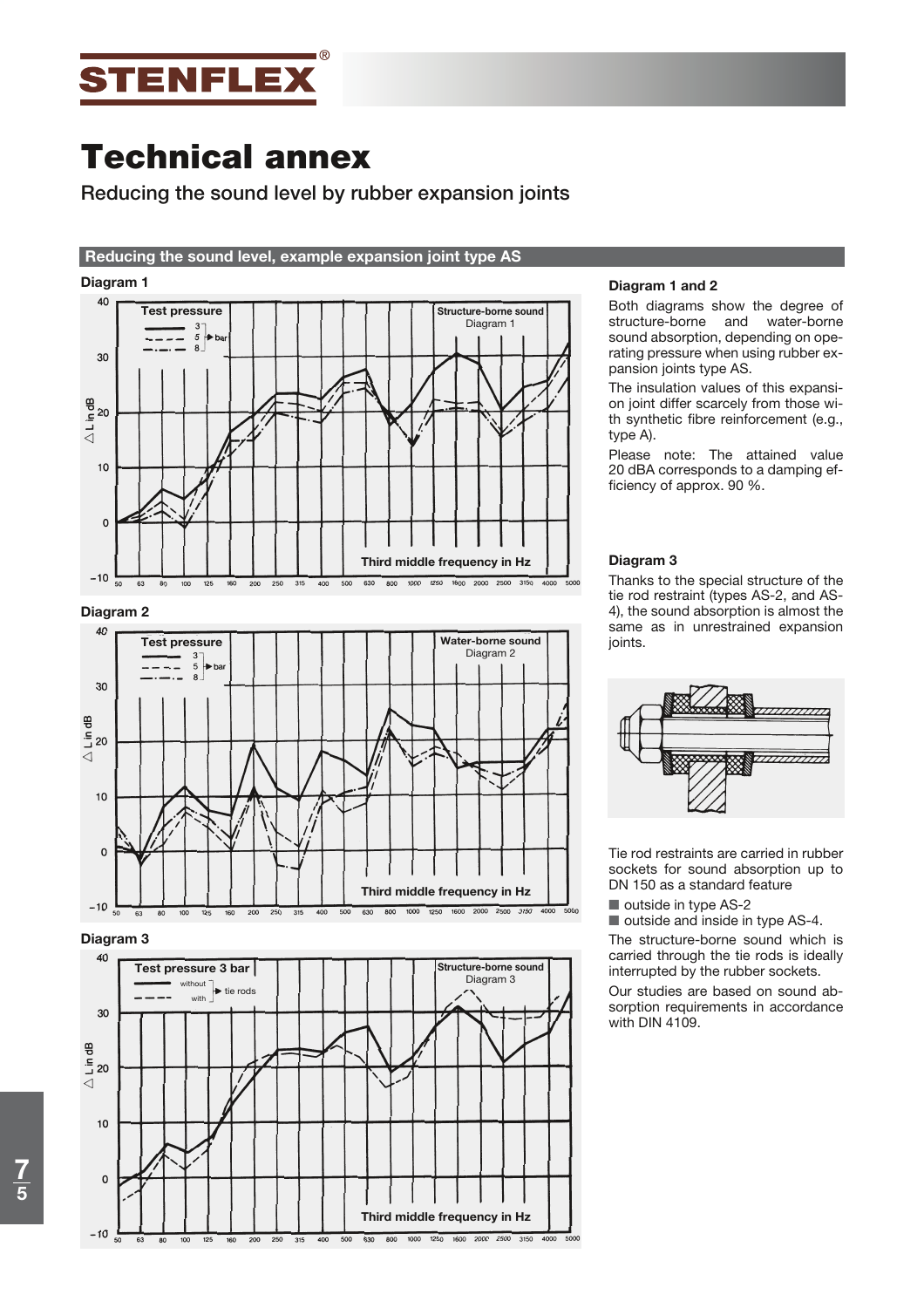# Technical annex

Reducing the sound level by rubber expansion joints

## Reducing the sound level, example expansion joint type AS

**Diagram 1**

**Diagram 2**

**Diagram 3**

### Diagram 1 and 2

Both diagrams show the degree of structure-borne and water-borne sound absorption, depending on operating pressure when using rubber expansion joints type AS.

The insulation values of this expansion joint differ scarcely from those with synthetic fibre reinforcement (e.g., type A).

Please note: The attained value 20 dBA corresponds to a damping efficiency of approx. 90 %.

### Diagram 3

Thanks to the special structure of the tie rod restraint (types AS-2, and AS-4), the sound absorption is almost the same as in unrestrained expansion joints.

Tie rod restraints are carried in rubber sockets for sound absorption up to DN 150 as a standard feature

- outside in type AS-2
- outside and inside in type AS-4.

The structure-borne sound which is carried through the tie rods is ideally interrupted by the rubber sockets.

Our studies are based on sound absorption requirements in accordance with DIN 4109.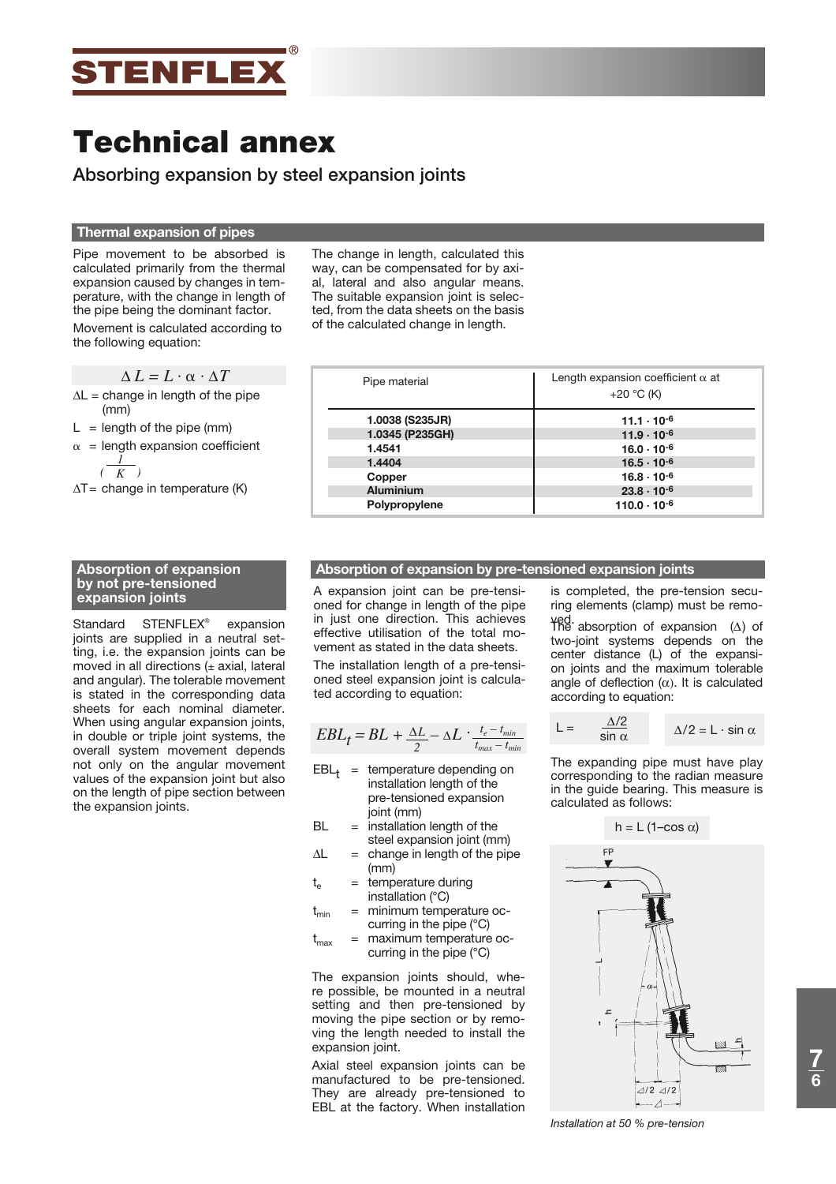# Technical annex

## Absorbing expansion by steel expansion joints

### Thermal expansion of pipes

Pipe movement to be absorbed is calculated primarily from the thermal expansion caused by changes in temperature, with the change in length of the pipe being the dominant factor.

Movement is calculated according to the following equation:

$$\Delta L = L \cdot \alpha \cdot \Delta T$$

$\Delta L$ = change in length of the pipe (mm)

$L$ = length of the pipe (mm)

$\alpha$ = length expansion coefficient $\left(\frac{1}{K}\right)$

$\Delta T$ = change in temperature (K)

The change in length, calculated this way, can be compensated for by axial, lateral and also angular means. The suitable expansion joint is selected, from the data sheets on the basis of the calculated change in length.

| Pipe material | Length expansion coefficient $\alpha$ at +20 °C (K) |
|---|---|
| **1.0038 (S235JR)** | **$11.1 \cdot 10^{-6}$** |
| **1.0345 (P235GH)** | **$11.9 \cdot 10^{-6}$** |
| **1.4541** | **$16.0 \cdot 10^{-6}$** |
| **1.4404** | **$16.5 \cdot 10^{-6}$** |
| **Copper** | **$16.8 \cdot 10^{-6}$** |
| **Aluminium** | **$23.8 \cdot 10^{-6}$** |
| **Polypropylene** | **$110.0 \cdot 10^{-6}$** |

### Absorption of expansion by not pre-tensioned expansion joints

Standard STENFLEX® expansion joints are supplied in a neutral setting, i.e. the expansion joints can be moved in all directions (± axial, lateral and angular). The tolerable movement is stated in the corresponding data sheets for each nominal diameter. When using angular expansion joints, in double or triple joint systems, the overall system movement depends not only on the angular movement values of the expansion joint but also on the length of pipe section between the expansion joints.

### Absorption of expansion by pre-tensioned expansion joints

A expansion joint can be pre-tensioned for change in length of the pipe in just one direction. This achieves effective utilisation of the total movement as stated in the data sheets.

The installation length of a pre-tensioned steel expansion joint is calculated according to equation:

$$EBL_t = BL + \frac{\Delta L}{2} - \Delta L \cdot \frac{t_e - t_{min}}{t_{max} - t_{min}}$$

$EBL_t$ = temperature depending on installation length of the pre-tensioned expansion joint (mm)

$BL$ = installation length of the steel expansion joint (mm)

$\Delta L$ = change in length of the pipe (mm)

$t_e$ = temperature during installation (°C)

$t_{min}$ = minimum temperature occurring in the pipe (°C)

$t_{max}$ = maximum temperature occurring in the pipe (°C)

The expansion joints should, where possible, be mounted in a neutral setting and then pre-tensioned by moving the pipe section or by removing the length needed to install the expansion joint.

Axial steel expansion joints can be manufactured to be pre-tensioned. They are already pre-tensioned to EBL at the factory. When installation is completed, the pre-tension securing elements (clamp) must be removed.

The absorption of expansion ($\Delta$) of two-joint systems depends on the center distance (L) of the expansion joints and the maximum tolerable angle of deflection ($\alpha$). It is calculated according to equation:

$$L = \frac{\Delta/2}{\sin \alpha} \qquad \Delta/2 = L \cdot \sin \alpha$$

The expanding pipe must have play corresponding to the radian measure in the guide bearing. This measure is calculated as follows:

$$h = L\,(1 - \cos \alpha)$$

*Installation at 50 % pre-tension*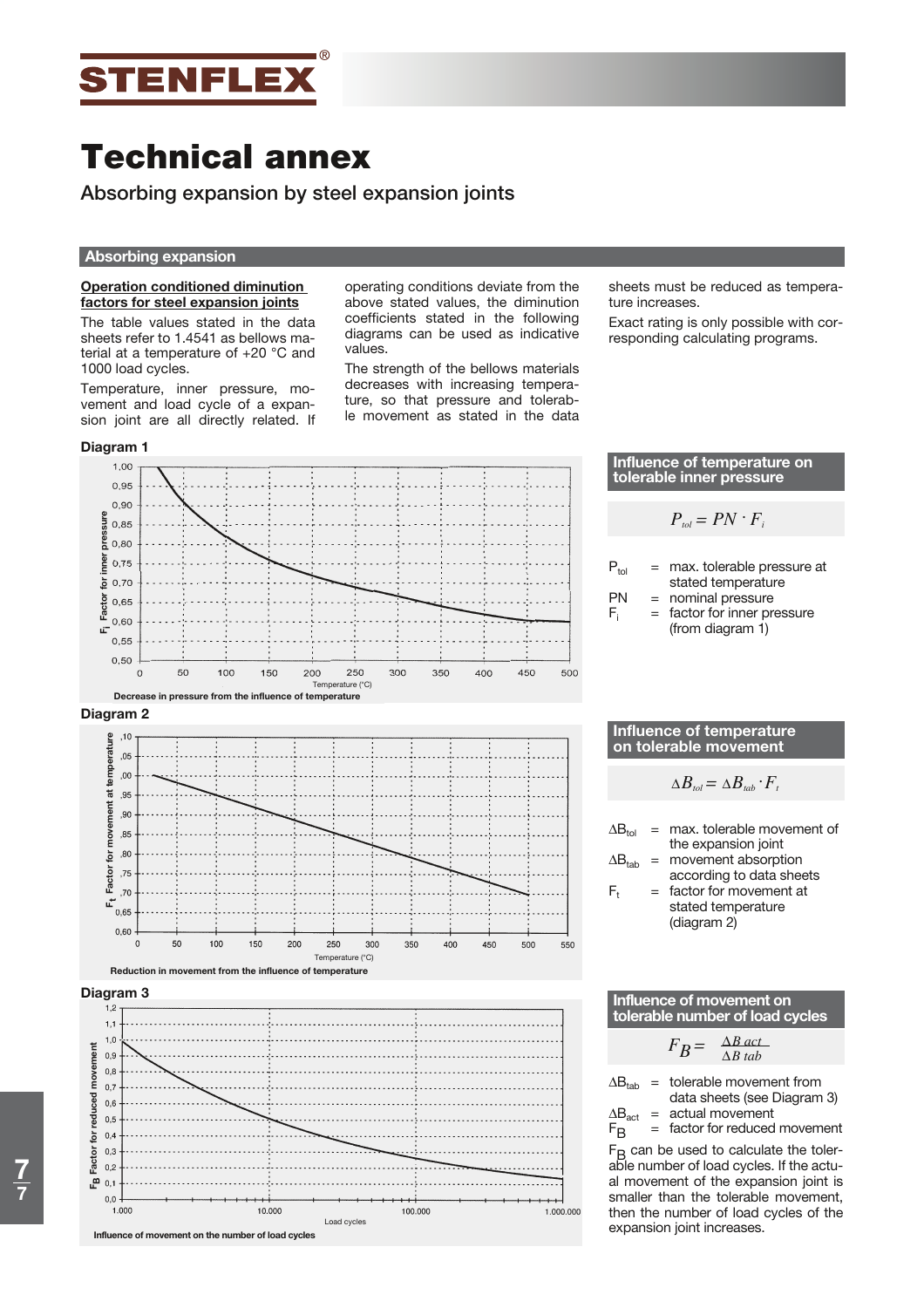# Technical annex

## Absorbing expansion by steel expansion joints

### Absorbing expansion

**Operation conditioned diminution factors for steel expansion joints**

The table values stated in the data sheets refer to 1.4541 as bellows material at a temperature of +20 °C and 1000 load cycles.

Temperature, inner pressure, movement and load cycle of a expansion joint are all directly related. If operating conditions deviate from the above stated values, the diminution coefficients stated in the following diagrams can be used as indicative values.

The strength of the bellows materials decreases with increasing temperature, so that pressure and tolerable movement as stated in the data sheets must be reduced as temperature increases.

Exact rating is only possible with corresponding calculating programs.

**Diagram 1**

Decrease in pressure from the influence of temperature

### Influence of temperature on tolerable inner pressure

$$P_{tol} = PN \cdot F_i$$

- $P_{tol}$ = max. tolerable pressure at stated temperature
- $PN$ = nominal pressure
- $F_i$ = factor for inner pressure (from diagram 1)

**Diagram 2**

Reduction in movement from the influence of temperature

### Influence of temperature on tolerable movement

$$\Delta B_{tol} = \Delta B_{tab} \cdot F_t$$

- $\Delta B_{tol}$ = max. tolerable movement of the expansion joint
- $\Delta B_{tab}$ = movement absorption according to data sheets
- $F_t$ = factor for movement at stated temperature (diagram 2)

**Diagram 3**

Influence of movement on the number of load cycles

### Influence of movement on tolerable number of load cycles

$$F_B = \frac{\Delta B\ act}{\Delta B\ tab}$$

- $\Delta B_{tab}$ = tolerable movement from data sheets (see Diagram 3)
- $\Delta B_{act}$ = actual movement
- $F_B$ = factor for reduced movement

$F_B$ can be used to calculate the tolerable number of load cycles. If the actual movement of the expansion joint is smaller than the tolerable movement, then the number of load cycles of the expansion joint increases.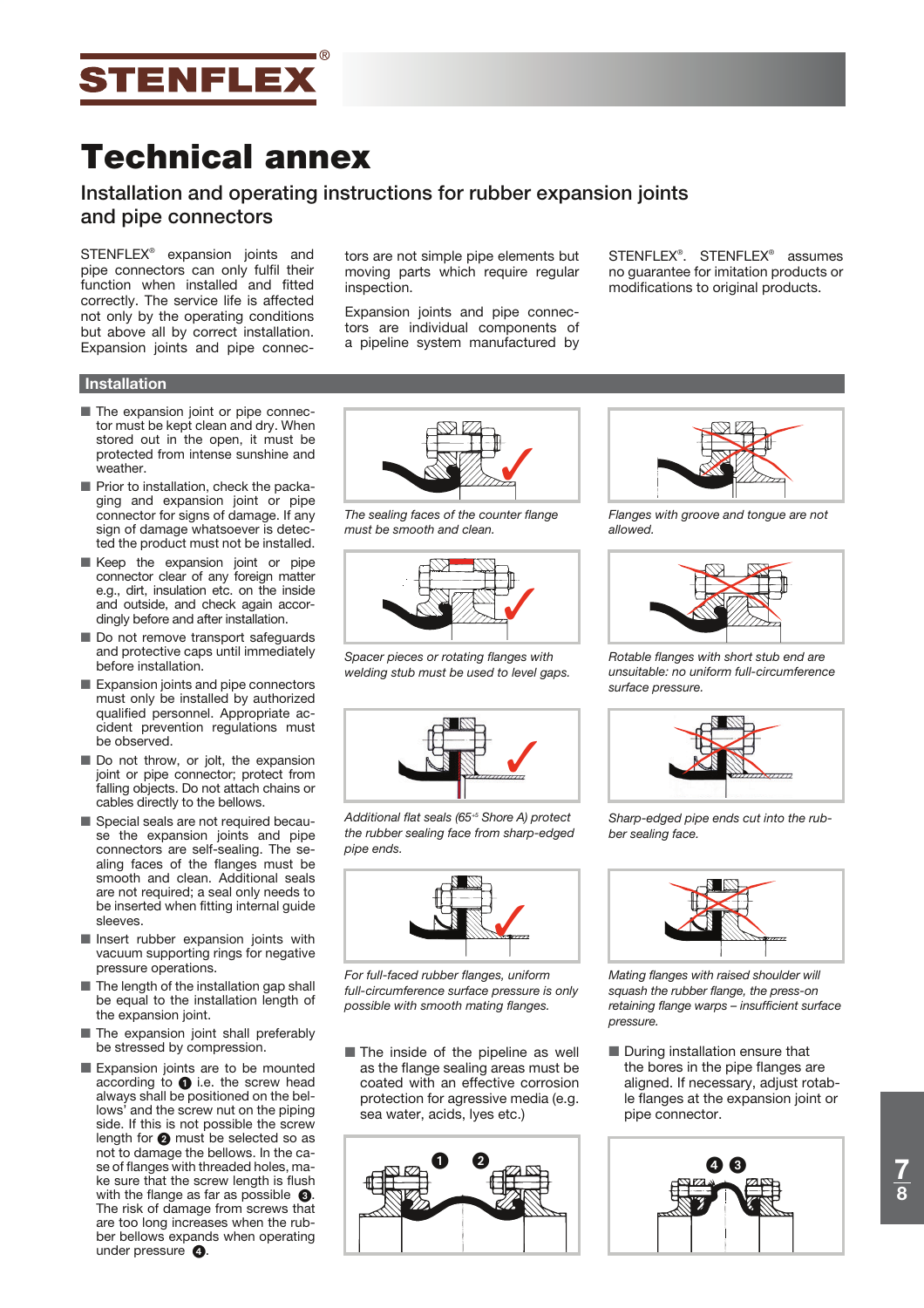# Technical annex

## Installation and operating instructions for rubber expansion joints and pipe connectors

STENFLEX® expansion joints and pipe connectors can only fulfil their function when installed and fitted correctly. The service life is affected not only by the operating conditions but above all by correct installation. Expansion joints and pipe connectors are not simple pipe elements but moving parts which require regular inspection.

Expansion joints and pipe connectors are individual components of a pipeline system manufactured by STENFLEX®. STENFLEX® assumes no guarantee for imitation products or modifications to original products.

### Installation

- The expansion joint or pipe connector must be kept clean and dry. When stored out in the open, it must be protected from intense sunshine and weather.
- Prior to installation, check the packaging and expansion joint or pipe connector for signs of damage. If any sign of damage whatsoever is detected the product must not be installed.
- Keep the expansion joint or pipe connector clear of any foreign matter e.g., dirt, insulation etc. on the inside and outside, and check again accordingly before and after installation.
- Do not remove transport safeguards and protective caps until immediately before installation.
- Expansion joints and pipe connectors must only be installed by authorized qualified personnel. Appropriate accident prevention regulations must be observed.
- Do not throw, or jolt, the expansion joint or pipe connector; protect from falling objects. Do not attach chains or cables directly to the bellows.
- Special seals are not required because the expansion joints and pipe connectors are self-sealing. The sealing faces of the flanges must be smooth and clean. Additional seals are not required; a seal only needs to be inserted when fitting internal guide sleeves.
- Insert rubber expansion joints with vacuum supporting rings for negative pressure operations.
- The length of the installation gap shall be equal to the installation length of the expansion joint.
- The expansion joint shall preferably be stressed by compression.
- Expansion joints are to be mounted according to ❶ i.e. the screw head always shall be positioned on the bellows' and the screw nut on the piping side. If this is not possible the screw length for ❷ must be selected so as not to damage the bellows. In the case of flanges with threaded holes, make sure that the screw length is flush with the flange as far as possible ❸. The risk of damage from screws that are too long increases when the rubber bellows expands when operating under pressure ❹.

*The sealing faces of the counter flange must be smooth and clean.*

*Flanges with groove and tongue are not allowed.*

*Spacer pieces or rotating flanges with welding stub must be used to level gaps.*

*Rotable flanges with short stub end are unsuitable: no uniform full-circumference surface pressure.*

*Additional flat seals (65±5 Shore A) protect the rubber sealing face from sharp-edged pipe ends.*

*Sharp-edged pipe ends cut into the rubber sealing face.*

*For full-faced rubber flanges, uniform full-circumference surface pressure is only possible with smooth mating flanges.*

*Mating flanges with raised shoulder will squash the rubber flange, the press-on retaining flange warps – insufficient surface pressure.*

- The inside of the pipeline as well as the flange sealing areas must be coated with an effective corrosion protection for agressive media (e.g. sea water, acids, lyes etc.)
- During installation ensure that the bores in the pipe flanges are aligned. If necessary, adjust rotable flanges at the expansion joint or pipe connector.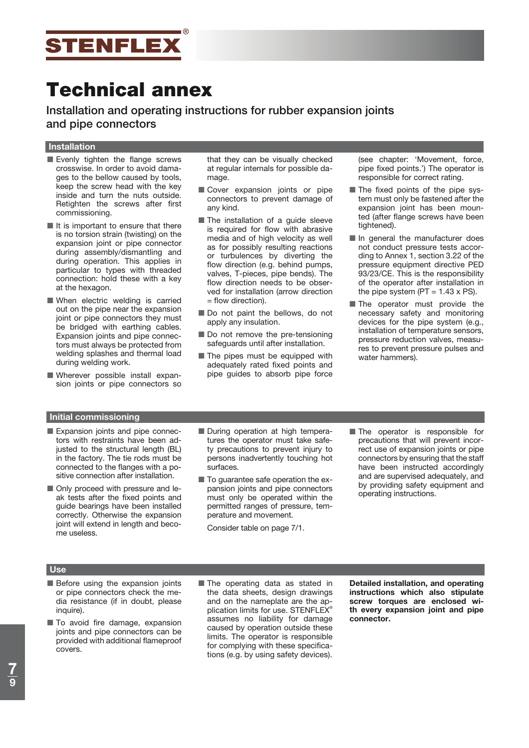# Technical annex

## Installation and operating instructions for rubber expansion joints and pipe connectors

### Installation

- Evenly tighten the flange screws crosswise. In order to avoid damages to the bellow caused by tools, keep the screw head with the key inside and turn the nuts outside. Retighten the screws after first commissioning.
- It is important to ensure that there is no torsion strain (twisting) on the expansion joint or pipe connector during assembly/dismantling and during operation. This applies in particular to types with threaded connection: hold these with a key at the hexagon.
- When electric welding is carried out on the pipe near the expansion joint or pipe connectors they must be bridged with earthing cables. Expansion joints and pipe connectors must always be protected from welding splashes and thermal load during welding work.
- Wherever possible install expansion joints or pipe connectors so that they can be visually checked at regular internals for possible damage.
- Cover expansion joints or pipe connectors to prevent damage of any kind.
- The installation of a guide sleeve is required for flow with abrasive media and of high velocity as well as for possibly resulting reactions or turbulences by diverting the flow direction (e.g. behind pumps, valves, T-pieces, pipe bends). The flow direction needs to be observed for installation (arrow direction = flow direction).
- Do not paint the bellows, do not apply any insulation.
- Do not remove the pre-tensioning safeguards until after installation.
- The pipes must be equipped with adequately rated fixed points and pipe guides to absorb pipe force (see chapter: 'Movement, force, pipe fixed points.') The operator is responsible for correct rating.
- The fixed points of the pipe system must only be fastened after the expansion joint has been mounted (after flange screws have been tightened).
- In general the manufacturer does not conduct pressure tests according to Annex 1, section 3.22 of the pressure equipment directive PED 93/23/CE. This is the responsibility of the operator after installation in the pipe system (PT = 1.43 x PS).
- The operator must provide the necessary safety and monitoring devices for the pipe system (e.g., installation of temperature sensors, pressure reduction valves, measures to prevent pressure pulses and water hammers).

### Initial commissioning

- Expansion joints and pipe connectors with restraints have been adjusted to the structural length (BL) in the factory. The tie rods must be connected to the flanges with a positive connection after installation.
- Only proceed with pressure and leak tests after the fixed points and guide bearings have been installed correctly. Otherwise the expansion joint will extend in length and become useless.
- During operation at high temperatures the operator must take safety precautions to prevent injury to persons inadvertently touching hot surfaces.
- To guarantee safe operation the expansion joints and pipe connectors must only be operated within the permitted ranges of pressure, temperature and movement.

  Consider table on page 7/1.
- The operator is responsible for precautions that will prevent incorrect use of expansion joints or pipe connectors by ensuring that the staff have been instructed accordingly and are supervised adequately, and by providing safety equipment and operating instructions.

### Use

- Before using the expansion joints or pipe connectors check the media resistance (if in doubt, please inquire).
- To avoid fire damage, expansion joints and pipe connectors can be provided with additional flameproof covers.
- The operating data as stated in the data sheets, design drawings and on the nameplate are the application limits for use. STENFLEX® assumes no liability for damage caused by operation outside these limits. The operator is responsible for complying with these specifications (e.g. by using safety devices).

**Detailed installation, and operating instructions which also stipulate screw torques are enclosed with every expansion joint and pipe connector.**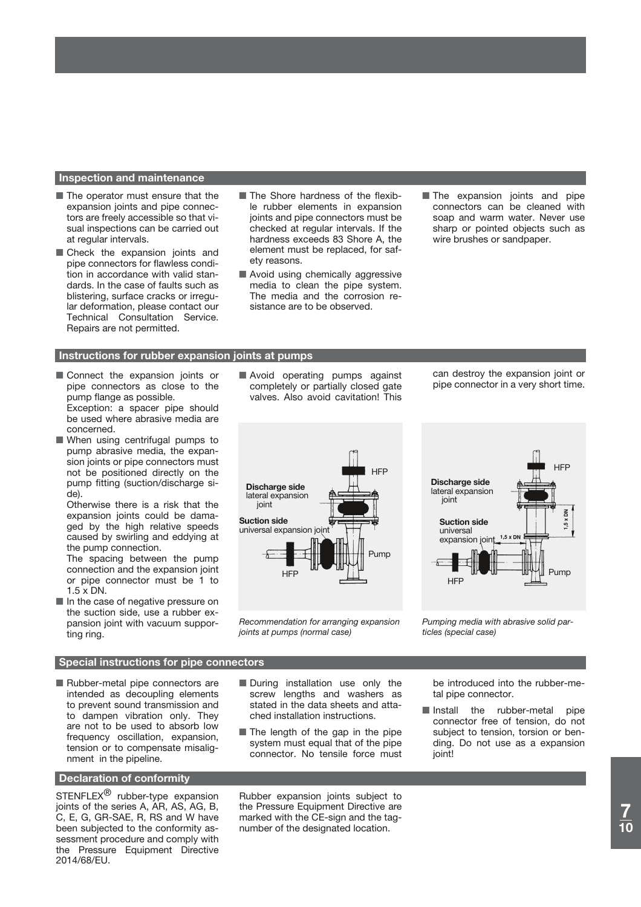## Inspection and maintenance

- The operator must ensure that the expansion joints and pipe connectors are freely accessible so that visual inspections can be carried out at regular intervals.
- Check the expansion joints and pipe connectors for flawless condition in accordance with valid standards. In the case of faults such as blistering, surface cracks or irregular deformation, please contact our Technical Consultation Service. Repairs are not permitted.
- The Shore hardness of the flexible rubber elements in expansion joints and pipe connectors must be checked at regular intervals. If the hardness exceeds 83 Shore A, the element must be replaced, for safety reasons.
- Avoid using chemically aggressive media to clean the pipe system. The media and the corrosion resistance are to be observed.
- The expansion joints and pipe connectors can be cleaned with soap and warm water. Never use sharp or pointed objects such as wire brushes or sandpaper.

## Instructions for rubber expansion joints at pumps

- Connect the expansion joints or pipe connectors as close to the pump flange as possible.
  Exception: a spacer pipe should be used where abrasive media are concerned.
- When using centrifugal pumps to pump abrasive media, the expansion joints or pipe connectors must not be positioned directly on the pump fitting (suction/discharge side).
  Otherwise there is a risk that the expansion joints could be damaged by the high relative speeds caused by swirling and eddying at the pump connection.
  The spacing between the pump connection and the expansion joint or pipe connector must be 1 to 1.5 x DN.
- In the case of negative pressure on the suction side, use a rubber expansion joint with vacuum supporting ring.
- Avoid operating pumps against completely or partially closed gate valves. Also avoid cavitation! This can destroy the expansion joint or pipe connector in a very short time.

Discharge side lateral expansion joint
Suction side universal expansion joint
HFP
Pump

*Recommendation for arranging expansion joints at pumps (normal case)*

Discharge side lateral expansion joint
Suction side universal expansion joint
1,5 x DN
HFP
Pump

*Pumping media with abrasive solid particles (special case)*

## Special instructions for pipe connectors

- Rubber-metal pipe connectors are intended as decoupling elements to prevent sound transmission and to dampen vibration only. They are not to be used to absorb low frequency oscillation, expansion, tension or to compensate misalignment in the pipeline.
- During installation use only the screw lengths and washers as stated in the data sheets and attached installation instructions.
- The length of the gap in the pipe system must equal that of the pipe connector. No tensile force must be introduced into the rubber-metal pipe connector.
- Install the rubber-metal pipe connector free of tension, do not subject to tension, torsion or bending. Do not use as a expansion joint!

## Declaration of conformity

STENFLEX® rubber-type expansion joints of the series A, AR, AS, AG, B, C, E, G, GR-SAE, R, RS and W have been subjected to the conformity assessment procedure and comply with the Pressure Equipment Directive 2014/68/EU.

Rubber expansion joints subject to the Pressure Equipment Directive are marked with the CE-sign and the tag-number of the designated location.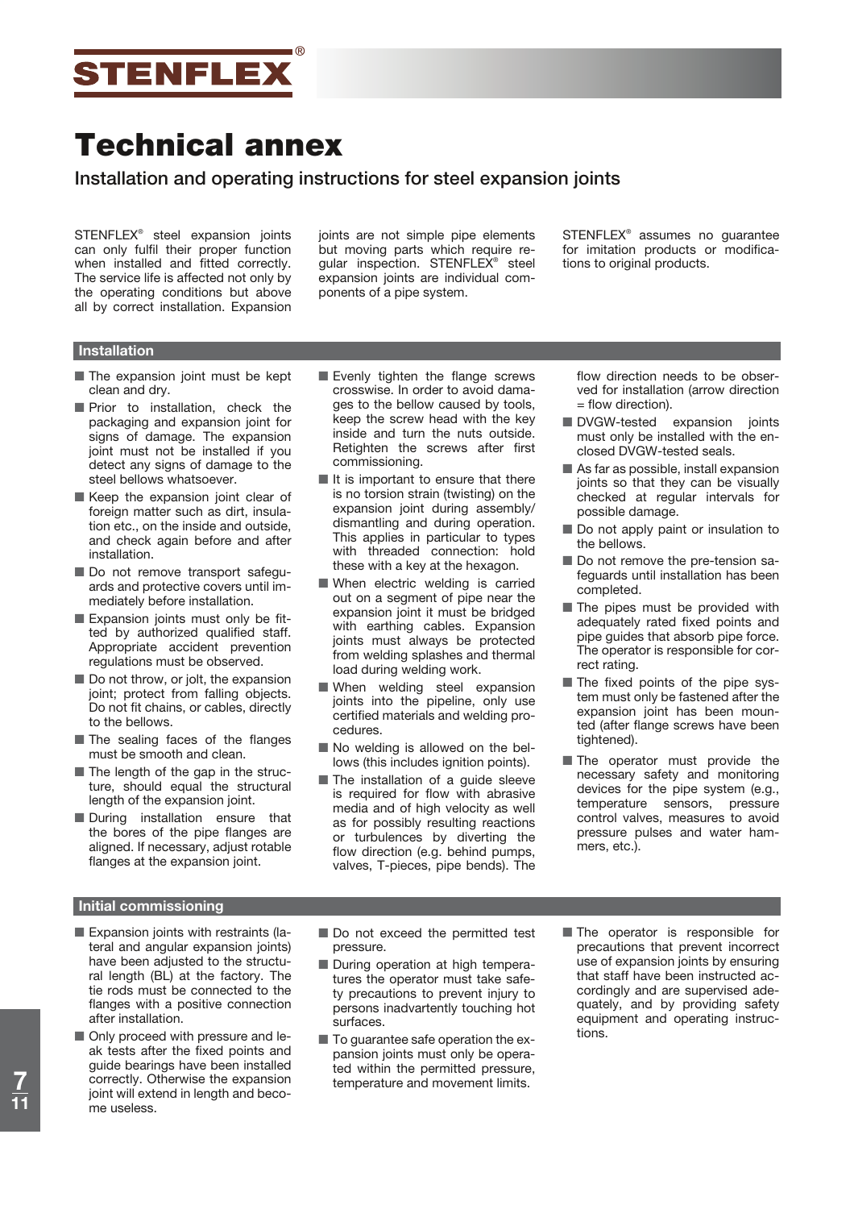# Technical annex

## Installation and operating instructions for steel expansion joints

STENFLEX® steel expansion joints can only fulfil their proper function when installed and fitted correctly. The service life is affected not only by the operating conditions but above all by correct installation. Expansion joints are not simple pipe elements but moving parts which require regular inspection. STENFLEX® steel expansion joints are individual components of a pipe system.

STENFLEX® assumes no guarantee for imitation products or modifications to original products.

### Installation

- The expansion joint must be kept clean and dry.
- Prior to installation, check the packaging and expansion joint for signs of damage. The expansion joint must not be installed if you detect any signs of damage to the steel bellows whatsoever.
- Keep the expansion joint clear of foreign matter such as dirt, insulation etc., on the inside and outside, and check again before and after installation.
- Do not remove transport safeguards and protective covers until immediately before installation.
- Expansion joints must only be fitted by authorized qualified staff. Appropriate accident prevention regulations must be observed.
- Do not throw, or jolt, the expansion joint; protect from falling objects. Do not fit chains, or cables, directly to the bellows.
- The sealing faces of the flanges must be smooth and clean.
- The length of the gap in the structure, should equal the structural length of the expansion joint.
- During installation ensure that the bores of the pipe flanges are aligned. If necessary, adjust rotable flanges at the expansion joint.
- Evenly tighten the flange screws crosswise. In order to avoid damages to the bellow caused by tools, keep the screw head with the key inside and turn the nuts outside. Retighten the screws after first commissioning.
- It is important to ensure that there is no torsion strain (twisting) on the expansion joint during assembly/dismantling and during operation. This applies in particular to types with threaded connection: hold these with a key at the hexagon.
- When electric welding is carried out on a segment of pipe near the expansion joint it must be bridged with earthing cables. Expansion joints must always be protected from welding splashes and thermal load during welding work.
- When welding steel expansion joints into the pipeline, only use certified materials and welding procedures.
- No welding is allowed on the bellows (this includes ignition points).
- The installation of a guide sleeve is required for flow with abrasive media and of high velocity as well as for possibly resulting reactions or turbulences by diverting the flow direction (e.g. behind pumps, valves, T-pieces, pipe bends). The flow direction needs to be observed for installation (arrow direction = flow direction).
- DVGW-tested expansion joints must only be installed with the enclosed DVGW-tested seals.
- As far as possible, install expansion joints so that they can be visually checked at regular intervals for possible damage.
- Do not apply paint or insulation to the bellows.
- Do not remove the pre-tension safeguards until installation has been completed.
- The pipes must be provided with adequately rated fixed points and pipe guides that absorb pipe force. The operator is responsible for correct rating.
- The fixed points of the pipe system must only be fastened after the expansion joint has been mounted (after flange screws have been tightened).
- The operator must provide the necessary safety and monitoring devices for the pipe system (e.g., temperature sensors, pressure control valves, measures to avoid pressure pulses and water hammers, etc.).

### Initial commissioning

- Expansion joints with restraints (lateral and angular expansion joints) have been adjusted to the structural length (BL) at the factory. The tie rods must be connected to the flanges with a positive connection
- Only proceed with pressure and leak tests after the fixed points and guide bearings have been installed correctly. Otherwise the expansion joint will extend in length and become useless.
- Do not exceed the permitted test pressure.
- During operation at high temperatures the operator must take safety precautions to prevent injury to persons inadvertantly touching hot surfaces.
- To guarantee safe operation the expansion joints must only be operated within the permitted pressure, temperature and movement limits.
- The operator is responsible for precautions that prevent incorrect use of expansion joints by ensuring that staff have been instructed accordingly and are supervised adequately, and by providing safety equipment and operating instructions.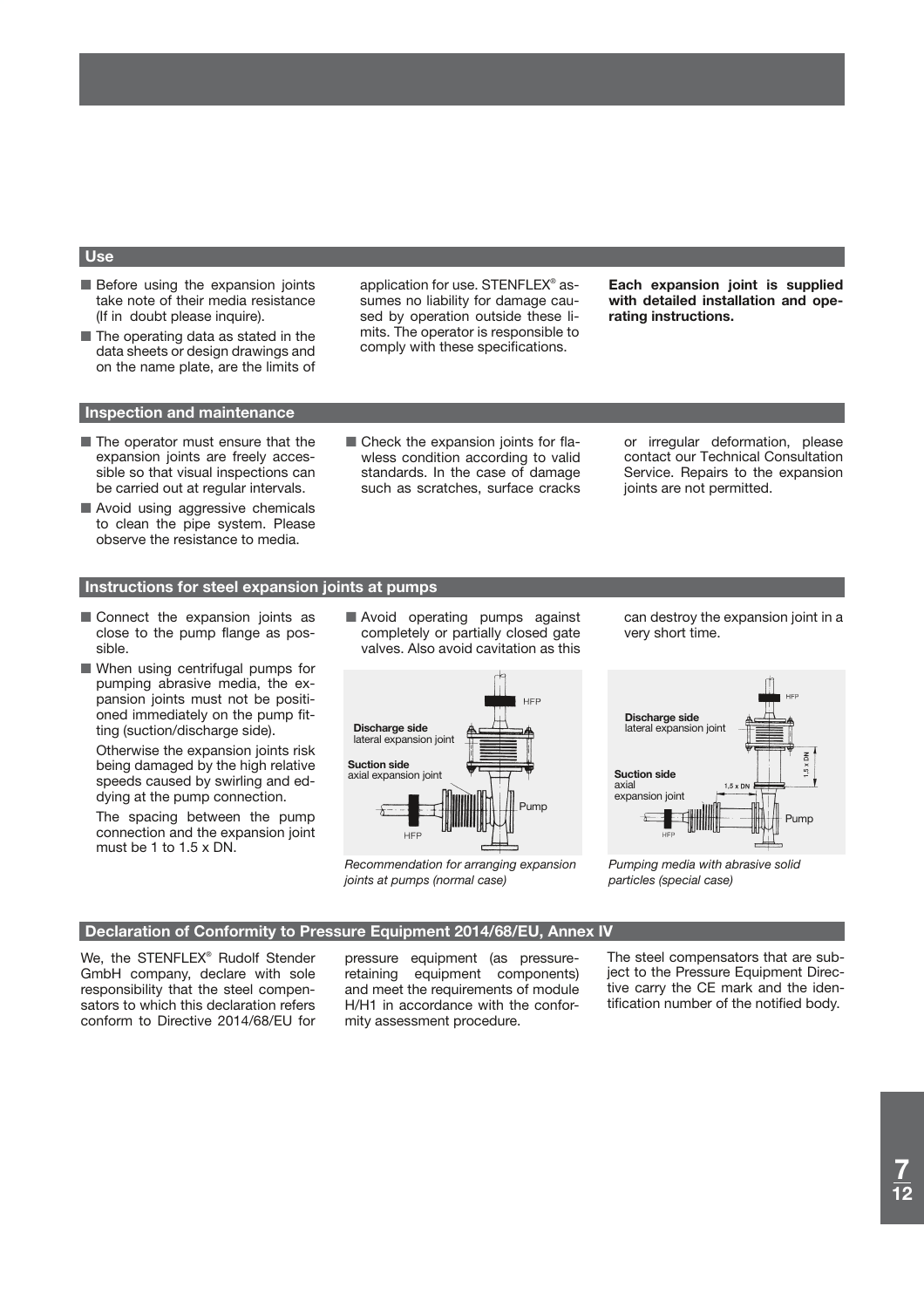## Use

- Before using the expansion joints take note of their media resistance (If in doubt please inquire).
- The operating data as stated in the data sheets or design drawings and on the name plate, are the limits of application for use. STENFLEX® assumes no liability for damage caused by operation outside these limits. The operator is responsible to comply with these specifications.

**Each expansion joint is supplied with detailed installation and operating instructions.**

## Inspection and maintenance

- The operator must ensure that the expansion joints are freely accessible so that visual inspections can be carried out at regular intervals.
- Avoid using aggressive chemicals to clean the pipe system. Please observe the resistance to media.
- Check the expansion joints for flawless condition according to valid standards. In the case of damage such as scratches, surface cracks or irregular deformation, please contact our Technical Consultation Service. Repairs to the expansion joints are not permitted.

## Instructions for steel expansion joints at pumps

- Connect the expansion joints as close to the pump flange as possible.
- When using centrifugal pumps for pumping abrasive media, the expansion joints must not be positioned immediately on the pump fitting (suction/discharge side).

  Otherwise the expansion joints risk being damaged by the high relative speeds caused by swirling and eddying at the pump connection.

  The spacing between the pump connection and the expansion joint must be 1 to 1.5 x DN.
- Avoid operating pumps against completely or partially closed gate valves. Also avoid cavitation as this can destroy the expansion joint in a very short time.

*Recommendation for arranging expansion joints at pumps (normal case)*

*Pumping media with abrasive solid particles (special case)*

## Declaration of Conformity to Pressure Equipment 2014/68/EU, Annex IV

We, the STENFLEX® Rudolf Stender GmbH company, declare with sole responsibility that the steel compensators to which this declaration refers conform to Directive 2014/68/EU for pressure equipment (as pressure-retaining equipment components) and meet the requirements of module H/H1 in accordance with the conformity assessment procedure.

The steel compensators that are subject to the Pressure Equipment Directive carry the CE mark and the identification number of the notified body.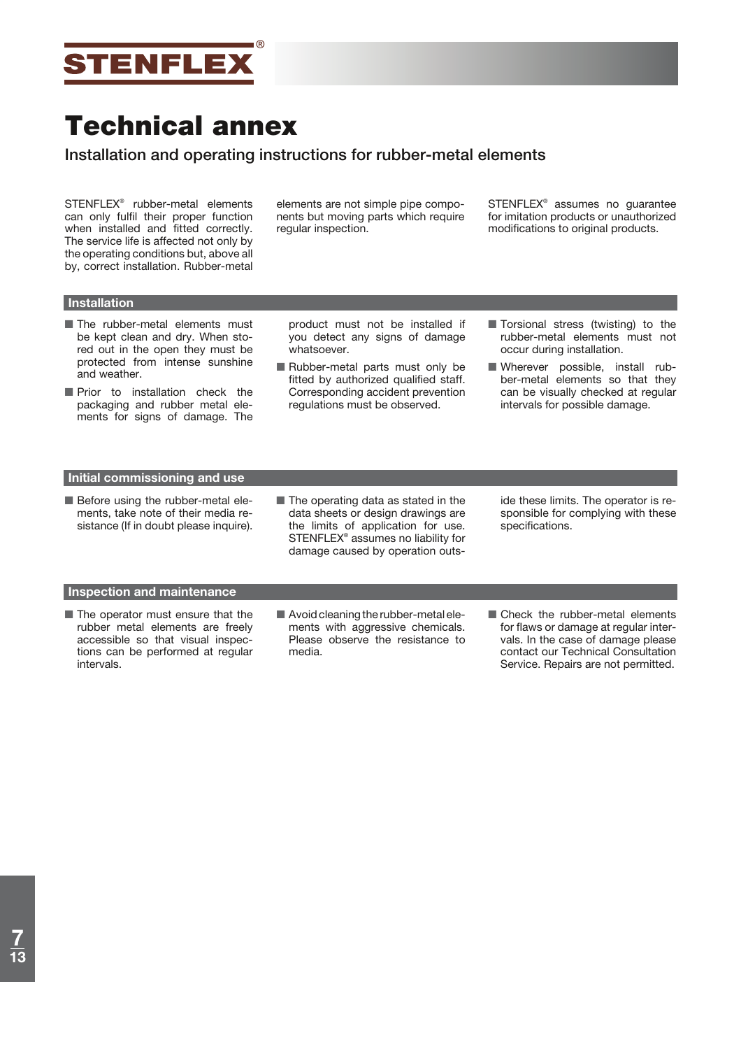# Technical annex

## Installation and operating instructions for rubber-metal elements

STENFLEX® rubber-metal elements can only fulfil their proper function when installed and fitted correctly. The service life is affected not only by the operating conditions but, above all by, correct installation. Rubber-metal elements are not simple pipe components but moving parts which require regular inspection.

STENFLEX® assumes no guarantee for imitation products or unauthorized modifications to original products.

### Installation

- The rubber-metal elements must be kept clean and dry. When stored out in the open they must be protected from intense sunshine and weather.
- Prior to installation check the packaging and rubber metal elements for signs of damage. The product must not be installed if you detect any signs of damage whatsoever.
- Rubber-metal parts must only be fitted by authorized qualified staff. Corresponding accident prevention regulations must be observed.
- Torsional stress (twisting) to the rubber-metal elements must not occur during installation.
- Wherever possible, install rubber-metal elements so that they can be visually checked at regular intervals for possible damage.

### Initial commissioning and use

- Before using the rubber-metal elements, take note of their media resistance (If in doubt please inquire).
- The operating data as stated in the data sheets or design drawings are the limits of application for use. STENFLEX® assumes no liability for damage caused by operation outside these limits. The operator is responsible for complying with these specifications.

### Inspection and maintenance

- The operator must ensure that the rubber metal elements are freely accessible so that visual inspections can be performed at regular intervals.
- Avoid cleaning the rubber-metal elements with aggressive chemicals. Please observe the resistance to media.
- Check the rubber-metal elements for flaws or damage at regular intervals. In the case of damage please contact our Technical Consultation Service. Repairs are not permitted.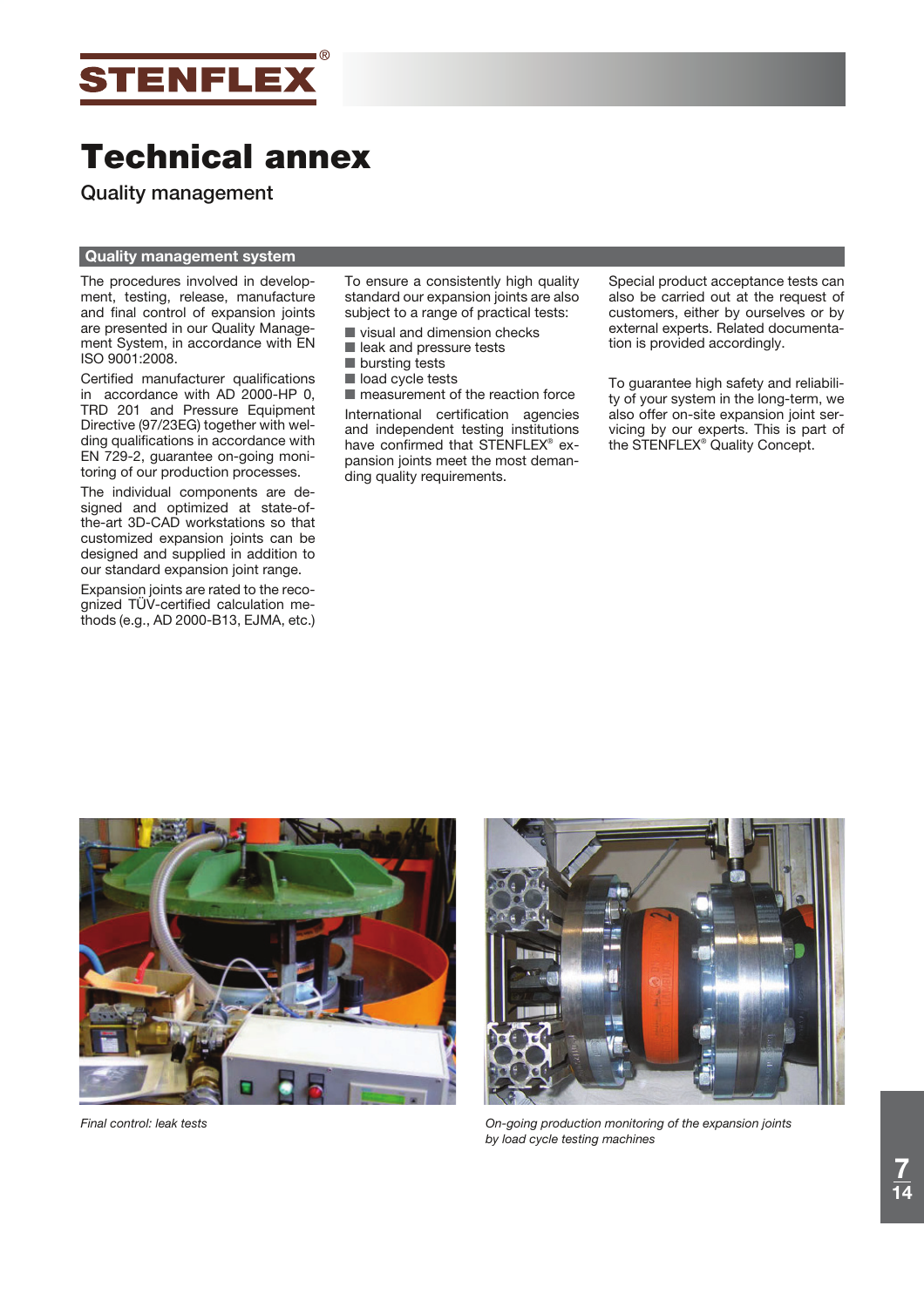# Technical annex

## Quality management

### Quality management system

The procedures involved in development, testing, release, manufacture and final control of expansion joints are presented in our Quality Management System, in accordance with EN ISO 9001:2008.

Certified manufacturer qualifications in accordance with AD 2000-HP 0, TRD 201 and Pressure Equipment Directive (97/23EG) together with welding qualifications in accordance with EN 729-2, guarantee on-going monitoring of our production processes.

The individual components are designed and optimized at state-of-the-art 3D-CAD workstations so that customized expansion joints can be designed and supplied in addition to our standard expansion joint range.

Expansion joints are rated to the recognized TÜV-certified calculation methods (e.g., AD 2000-B13, EJMA, etc.)

To ensure a consistently high quality standard our expansion joints are also subject to a range of practical tests:

- visual and dimension checks
- leak and pressure tests
- bursting tests
- load cycle tests
- measurement of the reaction force

International certification agencies and independent testing institutions have confirmed that STENFLEX® expansion joints meet the most demanding quality requirements.

Special product acceptance tests can also be carried out at the request of customers, either by ourselves or by external experts. Related documentation is provided accordingly.

To guarantee high safety and reliability of your system in the long-term, we also offer on-site expansion joint servicing by our experts. This is part of the STENFLEX® Quality Concept.

*Final control: leak tests*

*On-going production monitoring of the expansion joints by load cycle testing machines*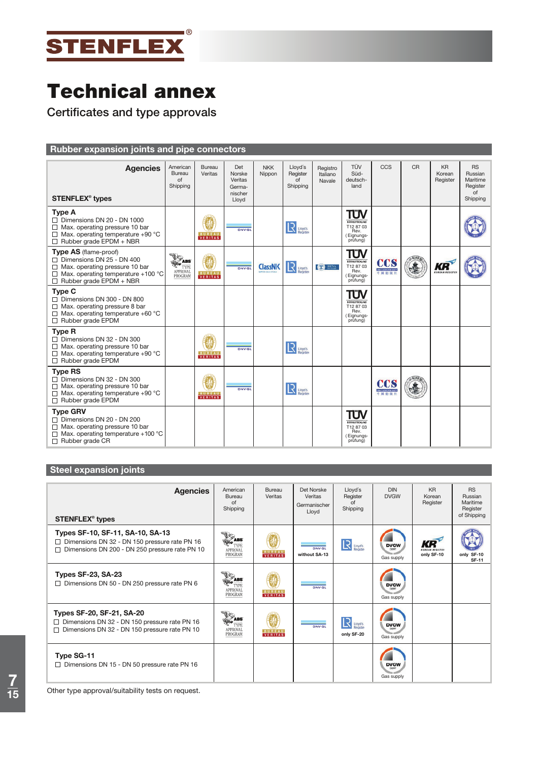# Technical annex

Certificates and type approvals

## Rubber expansion joints and pipe connectors

| Agencies / STENFLEX® types | American Bureau of Shipping | Bureau Veritas | Det Norske Veritas Germanischer Lloyd | NKK Nippon | Lloyd's Register of Shipping | Registro Italiano Navale | TÜV Süddeutschland | CCS | CR | KR Korean Register | RS Russian Maritime Register of Shipping |
|---|---|---|---|---|---|---|---|---|---|---|---|
| **Type A**<br>☐ Dimensions DN 20 - DN 1000<br>☐ Max. operating pressure 10 bar<br>☐ Max. operating temperature +90 °C<br>☐ Rubber grade EPDM + NBR | | BUREAU VERITAS | DNV·GL | | Lloyd's Register | | TÜV T12 87 03 Rev. (Eignungsprüfung) | | | | RS |
| **Type AS** (flame-proof)<br>☐ Dimensions DN 25 - DN 400<br>☐ Max. operating pressure 10 bar<br>☐ Max. operating temperature +100 °C<br>☐ Rubber grade EPDM + NBR | ABS TYPE APPROVAL PROGRAM | BUREAU VERITAS | DNV·GL | ClassNK | Lloyd's Register | RINA | TÜV T12 87 03 Rev. (Eignungsprüfung) | CCS | CR | KR | RS |
| **Type C**<br>☐ Dimensions DN 300 - DN 800<br>☐ Max. operating pressure 8 bar<br>☐ Max. operating temperature +60 °C<br>☐ Rubber grade EPDM | | | | | | | TÜV T12 87 03 Rev. (Eignungsprüfung) | | | | |
| **Type R**<br>☐ Dimensions DN 32 - DN 300<br>☐ Max. operating pressure 10 bar<br>☐ Max. operating temperature +90 °C<br>☐ Rubber grade EPDM | | BUREAU VERITAS | DNV·GL | | Lloyd's Register | | | | | | |
| **Type RS**<br>☐ Dimensions DN 32 - DN 300<br>☐ Max. operating pressure 10 bar<br>☐ Max. operating temperature +90 °C<br>☐ Rubber grade EPDM | | BUREAU VERITAS | DNV·GL | | Lloyd's Register | | | CCS | CR | | |
| **Type GRV**<br>☐ Dimensions DN 20 - DN 200<br>☐ Max. operating pressure 10 bar<br>☐ Max. operating temperature +100 °C<br>☐ Rubber grade CR | | | | | | | TÜV T12 87 03 Rev. (Eignungsprüfung) | | | | |

## Steel expansion joints

| Agencies / STENFLEX® types | American Bureau of Shipping | Bureau Veritas | Det Norske Veritas Germanischer Lloyd | Lloyd's Register of Shipping | DIN DVGW | KR Korean Register | RS Russian Maritime Register of Shipping |
|---|---|---|---|---|---|---|---|
| **Types SF-10, SF-11, SA-10, SA-13**<br>☐ Dimensions DN 32 - DN 150 pressure rate PN 16<br>☐ Dimensions DN 200 - DN 250 pressure rate PN 10 | ABS TYPE APPROVAL PROGRAM | BUREAU VERITAS | DNV·GL without SA-13 | Lloyd's Register | DVGW Gas supply | KR only SF-10 | RS only SF-10 SF-11 |
| **Types SF-23, SA-23**<br>☐ Dimensions DN 50 - DN 250 pressure rate PN 6 | ABS TYPE APPROVAL PROGRAM | BUREAU VERITAS | DNV·GL | | DVGW Gas supply | | |
| **Types SF-20, SF-21, SA-20**<br>☐ Dimensions DN 32 - DN 150 pressure rate PN 16<br>☐ Dimensions DN 32 - DN 150 pressure rate PN 10 | ABS TYPE APPROVAL PROGRAM | BUREAU VERITAS | DNV·GL | Lloyd's Register only SF-20 | DVGW Gas supply | | |
| **Type SG-11**<br>☐ Dimensions DN 15 - DN 50 pressure rate PN 16 | | | | | DVGW Gas supply | | |

Other type approval/suitability tests on request.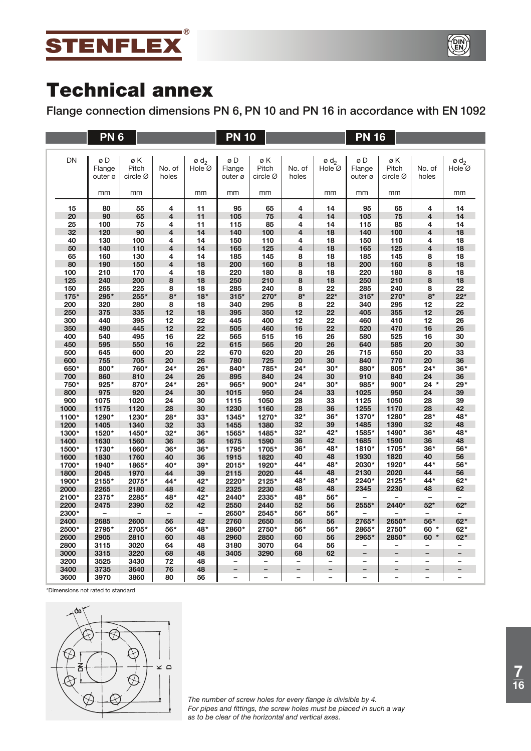# Technical annex

## Flange connection dimensions PN 6, PN 10 and PN 16 in accordance with EN 1092

| | PN 6 | | | | PN 10 | | | | PN 16 | | | |
|---|---|---|---|---|---|---|---|---|---|---|---|---|
| DN | ø D Flange outer ø | ø K Pitch circle Ø | No. of holes | ø $d_2$ Hole Ø | ø D Flange outer ø | ø K Pitch circle Ø | No. of holes | ø $d_2$ Hole Ø | ø D Flange outer ø | ø K Pitch circle Ø | No. of holes | ø $d_2$ Hole Ø |
| | mm | mm | | mm | mm | mm | | mm | mm | mm | | mm |
| 15 | 80 | 55 | 4 | 11 | 95 | 65 | 4 | 14 | 95 | 65 | 4 | 14 |
| 20 | 90 | 65 | 4 | 11 | 105 | 75 | 4 | 14 | 105 | 75 | 4 | 14 |
| 25 | 100 | 75 | 4 | 11 | 115 | 85 | 4 | 14 | 115 | 85 | 4 | 14 |
| 32 | 120 | 90 | 4 | 14 | 140 | 100 | 4 | 18 | 140 | 100 | 4 | 18 |
| 40 | 130 | 100 | 4 | 14 | 150 | 110 | 4 | 18 | 150 | 110 | 4 | 18 |
| 50 | 140 | 110 | 4 | 14 | 165 | 125 | 4 | 18 | 165 | 125 | 4 | 18 |
| 65 | 160 | 130 | 4 | 14 | 185 | 145 | 8 | 18 | 185 | 145 | 8 | 18 |
| 80 | 190 | 150 | 4 | 18 | 200 | 160 | 8 | 18 | 200 | 160 | 8 | 18 |
| 100 | 210 | 170 | 4 | 18 | 220 | 180 | 8 | 18 | 220 | 180 | 8 | 18 |
| 125 | 240 | 200 | 8 | 18 | 250 | 210 | 8 | 18 | 250 | 210 | 8 | 18 |
| 150 | 265 | 225 | 8 | 18 | 285 | 240 | 8 | 22 | 285 | 240 | 8 | 22 |
| 175* | 295* | 255* | 8* | 18* | 315* | 270* | 8* | 22* | 315* | 270* | 8* | 22* |
| 200 | 320 | 280 | 8 | 18 | 340 | 295 | 8 | 22 | 340 | 295 | 12 | 22 |
| 250 | 375 | 335 | 12 | 18 | 395 | 350 | 12 | 22 | 405 | 355 | 12 | 26 |
| 300 | 440 | 395 | 12 | 22 | 445 | 400 | 12 | 22 | 460 | 410 | 12 | 26 |
| 350 | 490 | 445 | 12 | 22 | 505 | 460 | 16 | 22 | 520 | 470 | 16 | 26 |
| 400 | 540 | 495 | 16 | 22 | 565 | 515 | 16 | 26 | 580 | 525 | 16 | 30 |
| 450 | 595 | 550 | 16 | 22 | 615 | 565 | 20 | 26 | 640 | 585 | 20 | 30 |
| 500 | 645 | 600 | 20 | 22 | 670 | 620 | 20 | 26 | 715 | 650 | 20 | 33 |
| 600 | 755 | 705 | 20 | 26 | 780 | 725 | 20 | 30 | 840 | 770 | 20 | 36 |
| 650* | 800* | 760* | 24* | 26* | 840* | 785* | 24* | 30* | 880* | 805* | 24* | 36* |
| 700 | 860 | 810 | 24 | 26 | 895 | 840 | 24 | 30 | 910 | 840 | 24 | 36 |
| 750* | 925* | 870* | 24* | 26* | 965* | 900* | 24* | 30* | 985* | 900* | 24 * | 29* |
| 800 | 975 | 920 | 24 | 30 | 1015 | 950 | 24 | 33 | 1025 | 950 | 24 | 39 |
| 900 | 1075 | 1020 | 24 | 30 | 1115 | 1050 | 28 | 33 | 1125 | 1050 | 28 | 39 |
| 1000 | 1175 | 1120 | 28 | 30 | 1230 | 1160 | 28 | 36 | 1255 | 1170 | 28 | 42 |
| 1100* | 1290* | 1230* | 28* | 33* | 1345* | 1270* | 32* | 36* | 1370* | 1280* | 28* | 48* |
| 1200 | 1405 | 1340 | 32 | 33 | 1455 | 1380 | 32 | 39 | 1485 | 1390 | 32 | 48 |
| 1300* | 1520* | 1450* | 32* | 36* | 1565* | 1485* | 32* | 42* | 1585* | 1490* | 36* | 48* |
| 1400 | 1630 | 1560 | 36 | 36 | 1675 | 1590 | 36 | 42 | 1685 | 1590 | 36 | 48 |
| 1500* | 1730* | 1660* | 36* | 36* | 1795* | 1705* | 36* | 48* | 1810* | 1705* | 36* | 56* |
| 1600 | 1830 | 1760 | 40 | 36 | 1915 | 1820 | 40 | 48 | 1930 | 1820 | 40 | 56 |
| 1700* | 1940* | 1865* | 40* | 39* | 2015* | 1920* | 44* | 48* | 2030* | 1920* | 44* | 56* |
| 1800 | 2045 | 1970 | 44 | 39 | 2115 | 2020 | 44 | 48 | 2130 | 2020 | 44 | 56 |
| 1900* | 2155* | 2075* | 44* | 42* | 2220* | 2125* | 48* | 48* | 2240* | 2125* | 44* | 62* |
| 2000 | 2265 | 2180 | 48 | 42 | 2325 | 2230 | 48 | 48 | 2345 | 2230 | 48 | 62 |
| 2100* | 2375* | 2285* | 48* | 42* | 2440* | 2335* | 48* | 56* | – | – | – | – |
| 2200 | 2475 | 2390 | 52 | 42 | 2550 | 2440 | 52 | 56 | 2555* | 2440* | 52* | 62* |
| 2300* | – | – | – | – | 2650* | 2545* | 56* | 56* | – | – | – | – |
| 2400 | 2685 | 2600 | 56 | 42 | 2760 | 2650 | 56 | 56 | 2765* | 2650* | 56* | 62* |
| 2500* | 2795* | 2705* | 56* | 48* | 2860* | 2750* | 56* | 56* | 2865* | 2750* | 60 * | 62* |
| 2600 | 2905 | 2810 | 60 | 48 | 2960 | 2850 | 60 | 56 | 2965* | 2850* | 60 * | 62* |
| 2800 | 3115 | 3020 | 64 | 48 | 3180 | 3070 | 64 | 56 | – | – | – | – |
| 3000 | 3315 | 3220 | 68 | 48 | 3405 | 3290 | 68 | 62 | – | – | – | – |
| 3200 | 3525 | 3430 | 72 | 48 | – | – | – | – | – | – | – | – |
| 3400 | 3735 | 3640 | 76 | 48 | – | – | – | – | – | – | – | – |
| 3600 | 3970 | 3860 | 80 | 56 | – | – | – | – | – | – | – | – |

*Dimensions not rated to standard

*The number of screw holes for every flange is divisible by 4.*
*For pipes and fittings, the screw holes must be placed in such a way as to be clear of the horizontal and vertical axes.*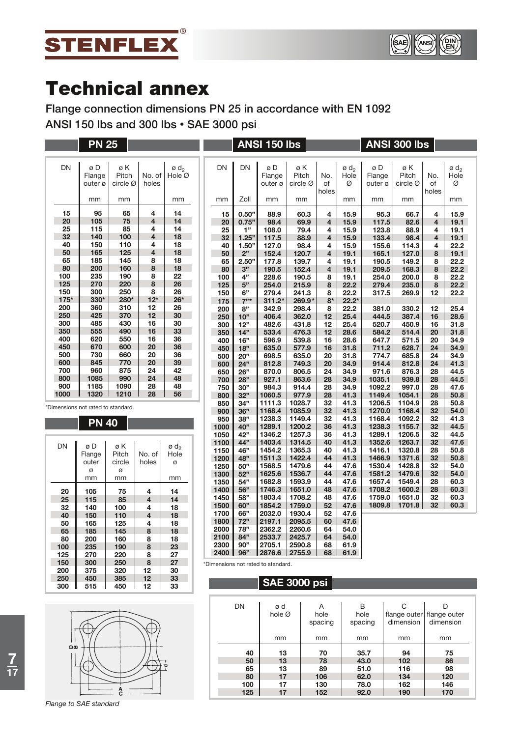# Technical annex

## Flange connection dimensions PN 25 in accordance with EN 1092

## ANSI 150 lbs and 300 lbs • SAE 3000 psi

### PN 25

| DN | ø D Flange outer ø | ø K Pitch circle Ø | No. of holes | ø $d_2$ Hole Ø |
|---|---|---|---|---|
| | mm | mm | | mm |
| 15 | 95 | 65 | 4 | 14 |
| 20 | 105 | 75 | 4 | 14 |
| 25 | 115 | 85 | 4 | 14 |
| 32 | 140 | 100 | 4 | 18 |
| 40 | 150 | 110 | 4 | 18 |
| 50 | 165 | 125 | 4 | 18 |
| 65 | 185 | 145 | 8 | 18 |
| 80 | 200 | 160 | 8 | 18 |
| 100 | 235 | 190 | 8 | 22 |
| 125 | 270 | 220 | 8 | 26 |
| 150 | 300 | 250 | 8 | 26 |
| 175* | 330* | 280* | 12* | 26* |
| 200 | 360 | 310 | 12 | 26 |
| 250 | 425 | 370 | 12 | 30 |
| 300 | 485 | 430 | 16 | 30 |
| 350 | 555 | 490 | 16 | 33 |
| 400 | 620 | 550 | 16 | 36 |
| 450 | 670 | 600 | 20 | 36 |
| 500 | 730 | 660 | 20 | 36 |
| 600 | 845 | 770 | 20 | 39 |
| 700 | 960 | 875 | 24 | 42 |
| 800 | 1085 | 990 | 24 | 48 |
| 900 | 1185 | 1090 | 28 | 48 |
| 1000 | 1320 | 1210 | 28 | 56 |

*Dimensions not rated to standard.

### PN 40

| DN | ø D Flange outer ø | ø K Pitch circle ø | No. of holes | ø $d_2$ Hole ø |
|---|---|---|---|---|
| | mm | mm | | mm |
| 20 | 105 | 75 | 4 | 14 |
| 25 | 115 | 85 | 4 | 14 |
| 32 | 140 | 100 | 4 | 18 |
| 40 | 150 | 110 | 4 | 18 |
| 50 | 165 | 125 | 4 | 18 |
| 65 | 185 | 145 | 8 | 18 |
| 80 | 200 | 160 | 8 | 18 |
| 100 | 235 | 190 | 8 | 23 |
| 125 | 270 | 220 | 8 | 27 |
| 150 | 300 | 250 | 8 | 27 |
| 200 | 375 | 320 | 12 | 30 |
| 250 | 450 | 385 | 12 | 33 |
| 300 | 515 | 450 | 12 | 33 |

*Flange to SAE standard*

### ANSI 150 lbs / ANSI 300 lbs

| DN | DN | ANSI 150 lbs ø D Flange outer ø | ø K Pitch circle Ø | No. of holes | ø $d_2$ Hole Ø | ANSI 300 lbs ø D Flange outer ø | ø K Pitch circle Ø | No. of holes | ø $d_2$ Hole Ø |
|---|---|---|---|---|---|---|---|---|---|
| mm | Zoll | mm | mm | | mm | mm | mm | | mm |
| 15 | 0.50" | 88.9 | 60.3 | 4 | 15.9 | 95.3 | 66.7 | 4 | 15.9 |
| 20 | 0.75" | 98.4 | 69.9 | 4 | 15.9 | 117.5 | 82.6 | 4 | 19.1 |
| 25 | 1" | 108.0 | 79.4 | 4 | 15.9 | 123.8 | 88.9 | 4 | 19.1 |
| 32 | 1.25" | 117.5 | 88.9 | 4 | 15.9 | 133.4 | 98.4 | 4 | 19.1 |
| 40 | 1.50" | 127.0 | 98.4 | 4 | 15.9 | 155.6 | 114.3 | 4 | 22.2 |
| 50 | 2" | 152.4 | 120.7 | 4 | 19.1 | 165.1 | 127.0 | 8 | 19.1 |
| 65 | 2.50" | 177.8 | 139.7 | 4 | 19.1 | 190.5 | 149.2 | 8 | 22.2 |
| 80 | 3" | 190.5 | 152.4 | 4 | 19.1 | 209.5 | 168.3 | 8 | 22.2 |
| 100 | 4" | 228.6 | 190.5 | 8 | 19.1 | 254.0 | 200.0 | 8 | 22.2 |
| 125 | 5" | 254.0 | 215.9 | 8 | 22.2 | 279.4 | 235.0 | 8 | 22.2 |
| 150 | 6" | 279.4 | 241.3 | 8 | 22.2 | 317.5 | 269.9 | 12 | 22.2 |
| 175 | 7"* | 311.2* | 269.9* | 8* | 22.2* | | | | |
| 200 | 8" | 342.9 | 298.4 | 8 | 22.2 | 381.0 | 330.2 | 12 | 25.4 |
| 250 | 10" | 406.4 | 362.0 | 12 | 25.4 | 444.5 | 387.4 | 16 | 28.6 |
| 300 | 12" | 482.6 | 431.8 | 12 | 25.4 | 520.7 | 450.9 | 16 | 31.8 |
| 350 | 14" | 533.4 | 476.3 | 12 | 28.6 | 584.2 | 514.4 | 20 | 31.8 |
| 400 | 16" | 596.9 | 539.8 | 16 | 28.6 | 647.7 | 571.5 | 20 | 34.9 |
| 450 | 18" | 635.0 | 577.9 | 16 | 31.8 | 711.2 | 628.7 | 24 | 34.9 |
| 500 | 20" | 698.5 | 635.0 | 20 | 31.8 | 774.7 | 685.8 | 24 | 34.9 |
| 600 | 24" | 812.8 | 749.3 | 20 | 34.9 | 914.4 | 812.8 | 24 | 41.3 |
| 650 | 26" | 870.0 | 806.5 | 24 | 34.9 | 971.6 | 876.3 | 28 | 44.5 |
| 700 | 28" | 927.1 | 863.6 | 28 | 34.9 | 1035.1 | 939.8 | 28 | 44.5 |
| 750 | 30" | 984.3 | 914.4 | 28 | 34.9 | 1092.2 | 997.0 | 28 | 47.6 |
| 800 | 32" | 1060.5 | 977.9 | 28 | 41.3 | 1149.4 | 1054.1 | 28 | 50.8 |
| 850 | 34" | 1111.3 | 1028.7 | 32 | 41.3 | 1206.5 | 1104.9 | 28 | 50.8 |
| 900 | 36" | 1168.4 | 1085.9 | 32 | 41.3 | 1270.0 | 1168.4 | 32 | 54.0 |
| 950 | 38" | 1238.3 | 1149.4 | 32 | 41.3 | 1168.4 | 1092.2 | 32 | 41.3 |
| 1000 | 40" | 1289.1 | 1200.2 | 36 | 41.3 | 1238.3 | 1155.7 | 32 | 44.5 |
| 1050 | 42" | 1346.2 | 1257.3 | 36 | 41.3 | 1289.1 | 1206.5 | 32 | 44.5 |
| 1100 | 44" | 1403.4 | 1314.5 | 40 | 41.3 | 1352.6 | 1263.7 | 32 | 47.6 |
| 1150 | 46" | 1454.2 | 1365.3 | 40 | 41.3 | 1416.1 | 1320.8 | 28 | 50.8 |
| 1200 | 48" | 1511.3 | 1422.4 | 44 | 41.3 | 1466.9 | 1371.6 | 32 | 50.8 |
| 1250 | 50" | 1568.5 | 1479.6 | 44 | 47.6 | 1530.4 | 1428.8 | 32 | 54.0 |
| 1300 | 52" | 1625.6 | 1536.7 | 44 | 47.6 | 1581.2 | 1479.6 | 32 | 54.0 |
| 1350 | 54" | 1682.8 | 1593.9 | 44 | 47.6 | 1657.4 | 1549.4 | 28 | 60.3 |
| 1400 | 56" | 1746.3 | 1651.0 | 48 | 47.6 | 1708.2 | 1600.2 | 28 | 60.3 |
| 1450 | 58" | 1803.4 | 1708.2 | 48 | 47.6 | 1759.0 | 1651.0 | 32 | 60.3 |
| 1500 | 60" | 1854.2 | 1759.0 | 52 | 47.6 | 1809.8 | 1701.8 | 32 | 60.3 |
| 1700 | 66" | 2032.0 | 1930.4 | 52 | 47.6 | | | | |
| 1800 | 72" | 2197.1 | 2095.5 | 60 | 47.6 | | | | |
| 2000 | 78" | 2362.2 | 2260.6 | 64 | 54.0 | | | | |
| 2100 | 84" | 2533.7 | 2425.7 | 64 | 54.0 | | | | |
| 2300 | 90" | 2705.1 | 2590.8 | 68 | 61.9 | | | | |
| 2400 | 96" | 2876.6 | 2755.9 | 68 | 61.9 | | | | |

*Dimensions not rated to standard.

### SAE 3000 psi

| DN | ø d hole Ø | A hole spacing | B hole spacing | C flange outer dimension | D flange outer dimension |
|---|---|---|---|---|---|
| | mm | mm | mm | mm | mm |
| 40 | 13 | 70 | 35.7 | 94 | 75 |
| 50 | 13 | 78 | 43.0 | 102 | 86 |
| 65 | 13 | 89 | 51.0 | 116 | 98 |
| 80 | 17 | 106 | 62.0 | 134 | 120 |
| 100 | 17 | 130 | 78.0 | 162 | 146 |
| 125 | 17 | 152 | 92.0 | 190 | 170 |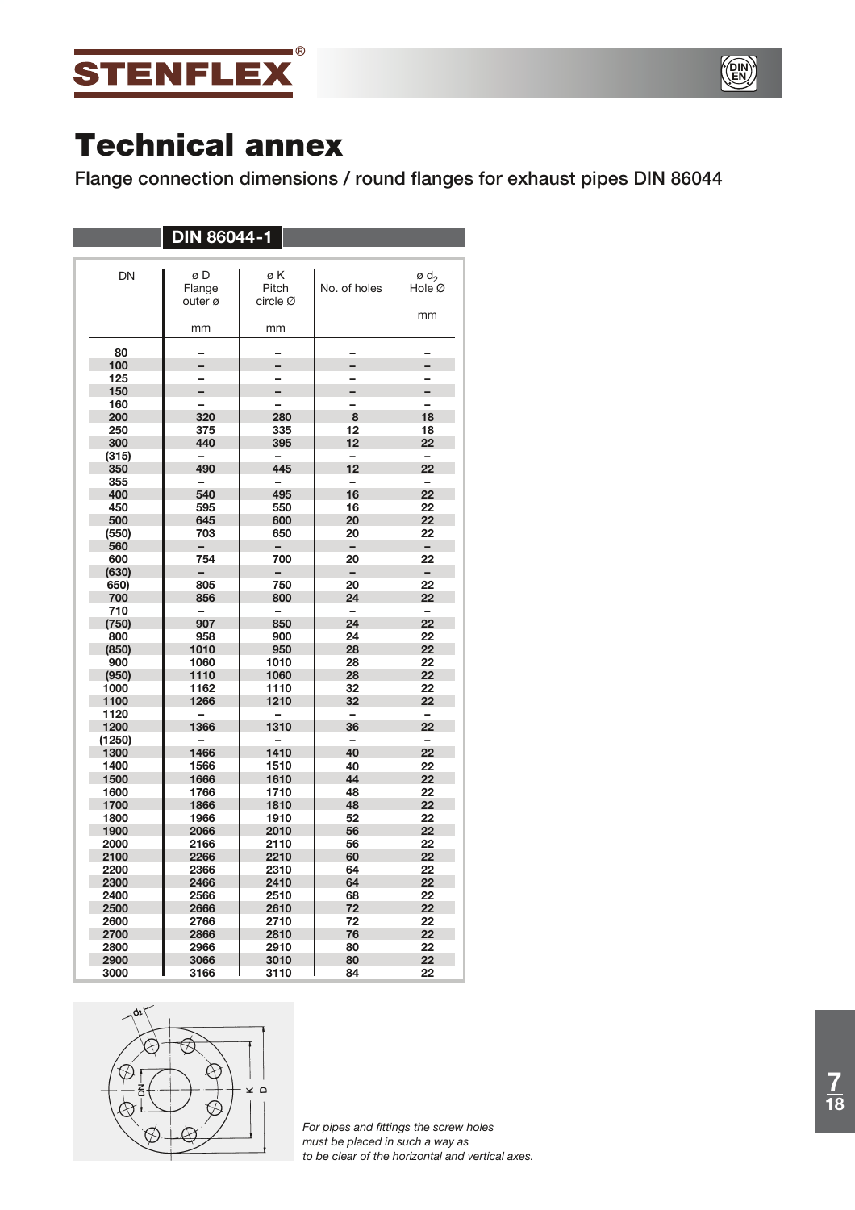# Technical annex

Flange connection dimensions / round flanges for exhaust pipes DIN 86044

## DIN 86044-1

| DN | ø D Flange outer ø mm | ø K Pitch circle Ø mm | No. of holes | ø $d_2$ Hole Ø mm |
|---|---|---|---|---|
| 80 | – | – | – | – |
| 100 | – | – | – | – |
| 125 | – | – | – | – |
| 150 | – | – | – | – |
| 160 | – | – | – | – |
| 200 | 320 | 280 | 8 | 18 |
| 250 | 375 | 335 | 12 | 18 |
| 300 | 440 | 395 | 12 | 22 |
| (315) | – | – | – | – |
| 350 | 490 | 445 | 12 | 22 |
| 355 | – | – | – | – |
| 400 | 540 | 495 | 16 | 22 |
| 450 | 595 | 550 | 16 | 22 |
| 500 | 645 | 600 | 20 | 22 |
| (550) | 703 | 650 | 20 | 22 |
| 560 | – | – | – | – |
| 600 | 754 | 700 | 20 | 22 |
| (630) | – | – | – | – |
| 650) | 805 | 750 | 20 | 22 |
| 700 | 856 | 800 | 24 | 22 |
| 710 | – | – | – | – |
| (750) | 907 | 850 | 24 | 22 |
| 800 | 958 | 900 | 24 | 22 |
| (850) | 1010 | 950 | 28 | 22 |
| 900 | 1060 | 1010 | 28 | 22 |
| (950) | 1110 | 1060 | 28 | 22 |
| 1000 | 1162 | 1110 | 32 | 22 |
| 1100 | 1266 | 1210 | 32 | 22 |
| 1120 | – | – | – | – |
| 1200 | 1366 | 1310 | 36 | 22 |
| (1250) | – | – | – | – |
| 1300 | 1466 | 1410 | 40 | 22 |
| 1400 | 1566 | 1510 | 40 | 22 |
| 1500 | 1666 | 1610 | 44 | 22 |
| 1600 | 1766 | 1710 | 48 | 22 |
| 1700 | 1866 | 1810 | 48 | 22 |
| 1800 | 1966 | 1910 | 52 | 22 |
| 1900 | 2066 | 2010 | 56 | 22 |
| 2000 | 2166 | 2110 | 56 | 22 |
| 2100 | 2266 | 2210 | 60 | 22 |
| 2200 | 2366 | 2310 | 64 | 22 |
| 2300 | 2466 | 2410 | 64 | 22 |
| 2400 | 2566 | 2510 | 68 | 22 |
| 2500 | 2666 | 2610 | 72 | 22 |
| 2600 | 2766 | 2710 | 72 | 22 |
| 2700 | 2866 | 2810 | 76 | 22 |
| 2800 | 2966 | 2910 | 80 | 22 |
| 2900 | 3066 | 3010 | 80 | 22 |
| 3000 | 3166 | 3110 | 84 | 22 |

*For pipes and fittings the screw holes must be placed in such a way as to be clear of the horizontal and vertical axes.*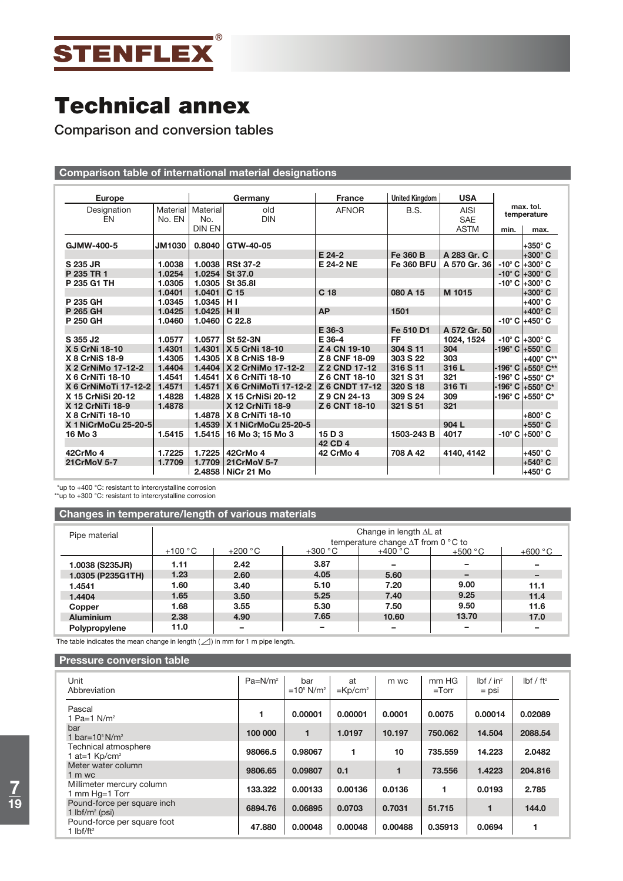# Technical annex

Comparison and conversion tables

## Comparison table of international material designations

| Europe | | Germany | | France | United Kingdom | USA | max. tol. temperature | |
|---|---|---|---|---|---|---|---|---|
| Designation EN | Material No. EN | Material No. DIN EN | old DIN | AFNOR | B.S. | AISI SAE ASTM | min. | max. |
| **GJMW-400-5** | **JM1030** | **0.8040** | **GTW-40-05** | | | | | **+350° C** |
| | | | | **E 24-2** | **Fe 360 B** | **A 283 Gr. C** | | **+300° C** |
| **S 235 JR** | **1.0038** | **1.0038** | **RSt 37-2** | **E 24-2 NE** | **Fe 360 BFU** | **A 570 Gr. 36** | **-10° C** | **+300° C** |
| **P 235 TR 1** | **1.0254** | **1.0254** | **St 37.0** | | | | **-10° C** | **+300° C** |
| **P 235 G1 TH** | **1.0305** | **1.0305** | **St 35.8I** | | | | **-10° C** | **+300° C** |
| | **1.0401** | **1.0401** | **C 15** | **C 18** | **080 A 15** | **M 1015** | | **+300° C** |
| **P 235 GH** | **1.0345** | **1.0345** | **H I** | | | | | **+400° C** |
| **P 265 GH** | **1.0425** | **1.0425** | **H II** | **AP** | **1501** | | | **+400° C** |
| **P 250 GH** | **1.0460** | **1.0460** | **C 22.8** | | | | **-10° C** | **+450° C** |
| | | | | **E 36-3** | **Fe 510 D1** | **A 572 Gr. 50** | | |
| **S 355 J2** | **1.0577** | **1.0577** | **St 52-3N** | **E 36-4** | **FF** | **1024, 1524** | **-10° C** | **+300° C** |
| **X 5 CrNi 18-10** | **1.4301** | **1.4301** | **X 5 CrNi 18-10** | **Z 4 CN 19-10** | **304 S 11** | **304** | **-196° C** | **+550° C** |
| **X 8 CrNiS 18-9** | **1.4305** | **1.4305** | **X 8 CrNiS 18-9** | **Z 8 CNF 18-09** | **303 S 22** | **303** | | **+400° C**** |
| **X 2 CrNiMo 17-12-2** | **1.4404** | **1.4404** | **X 2 CrNiMo 17-12-2** | **Z 2 CND 17-12** | **316 S 11** | **316 L** | **-196° C** | **+550° C**** |
| **X 6 CrNiTi 18-10** | **1.4541** | **1.4541** | **X 6 CrNiTi 18-10** | **Z 6 CNT 18-10** | **321 S 31** | **321** | **-196° C** | **+550° C*** |
| **X 6 CrNiMoTi 17-12-2** | **1.4571** | **1.4571** | **X 6 CrNiMoTi 17-12-2** | **Z 6 CNDT 17-12** | **320 S 18** | **316 Ti** | **-196° C** | **+550° C*** |
| **X 15 CrNiSi 20-12** | **1.4828** | **1.4828** | **X 15 CrNiSi 20-12** | **Z 9 CN 24-13** | **309 S 24** | **309** | **-196° C** | **+550° C*** |
| **X 12 CrNiTi 18-9** | **1.4878** | | **X 12 CrNiTi 18-9** | **Z 6 CNT 18-10** | **321 S 51** | **321** | | |
| **X 8 CrNiTi 18-10** | | **1.4878** | **X 8 CrNiTi 18-10** | | | | | **+800° C** |
| **X 1 NiCrMoCu 25-20-5** | | **1.4539** | **X 1 NiCrMoCu 25-20-5** | | | **904 L** | | **+550° C** |
| **16 Mo 3** | **1.5415** | **1.5415** | **16 Mo 3; 15 Mo 3** | **15 D 3** | **1503-243 B** | **4017** | **-10° C** | **+500° C** |
| | | | | **42 CD 4** | | | | |
| **42CrMo 4** | **1.7225** | **1.7225** | **42CrMo 4** | **42 CrMo 4** | **708 A 42** | **4140, 4142** | | **+450° C** |
| **21CrMoV 5-7** | **1.7709** | **1.7709** | **21CrMoV 5-7** | | | | | **+540° C** |
| | | **2.4858** | **NiCr 21 Mo** | | | | | **+450° C** |

*up to +400 °C: resistant to intercrystalline corrosion
**up to +300 °C: resistant to intercrystalline corrosion

## Changes in temperature/length of various materials

| Pipe material | Change in length ΔL at temperature change ΔT from 0 °C to | | | | | |
|---|---|---|---|---|---|---|
| | +100 °C | +200 °C | +300 °C | +400 °C | +500 °C | +600 °C |
| **1.0038 (S235JR)** | **1.11** | **2.42** | **3.87** | **–** | **–** | **–** |
| **1.0305 (P235G1TH)** | **1.23** | **2.60** | **4.05** | **5.60** | **–** | **–** |
| **1.4541** | **1.60** | **3.40** | **5.10** | **7.20** | **9.00** | **11.1** |
| **1.4404** | **1.65** | **3.50** | **5.25** | **7.40** | **9.25** | **11.4** |
| **Copper** | **1.68** | **3.55** | **5.30** | **7.50** | **9.50** | **11.6** |
| **Aluminium** | **2.38** | **4.90** | **7.65** | **10.60** | **13.70** | **17.0** |
| **Polypropylene** | **11.0** | **–** | **–** | **–** | **–** | **–** |

The table indicates the mean change in length (◿) in mm for 1 m pipe length.

## Pressure conversion table

| Unit Abbreviation | Pa=N/m² | bar =10⁵ N/m² | at =Kp/cm² | m wc | mm HG =Torr | lbf / in² = psi | lbf / ft² |
|---|---|---|---|---|---|---|---|
| Pascal 1 Pa=1 N/m² | **1** | **0.00001** | **0.00001** | **0.0001** | **0.0075** | **0.00014** | **0.02089** |
| bar 1 bar=10⁵ N/m² | **100 000** | **1** | **1.0197** | **10.197** | **750.062** | **14.504** | **2088.54** |
| Technical atmosphere 1 at=1 Kp/cm² | **98066.5** | **0.98067** | **1** | **10** | **735.559** | **14.223** | **2.0482** |
| Meter water column 1 m wc | **9806.65** | **0.09807** | **0.1** | **1** | **73.556** | **1.4223** | **204.816** |
| Millimeter mercury column 1 mm Hg=1 Torr | **133.322** | **0.00133** | **0.00136** | **0.0136** | **1** | **0.0193** | **2.785** |
| Pound-force per square inch 1 lbf/in² (psi) | **6894.76** | **0.06895** | **0.0703** | **0.7031** | **51.715** | **1** | **144.0** |
| Pound-force per square foot 1 lbf/ft² | **47.880** | **0.00048** | **0.00048** | **0.00488** | **0.35913** | **0.0694** | **1** |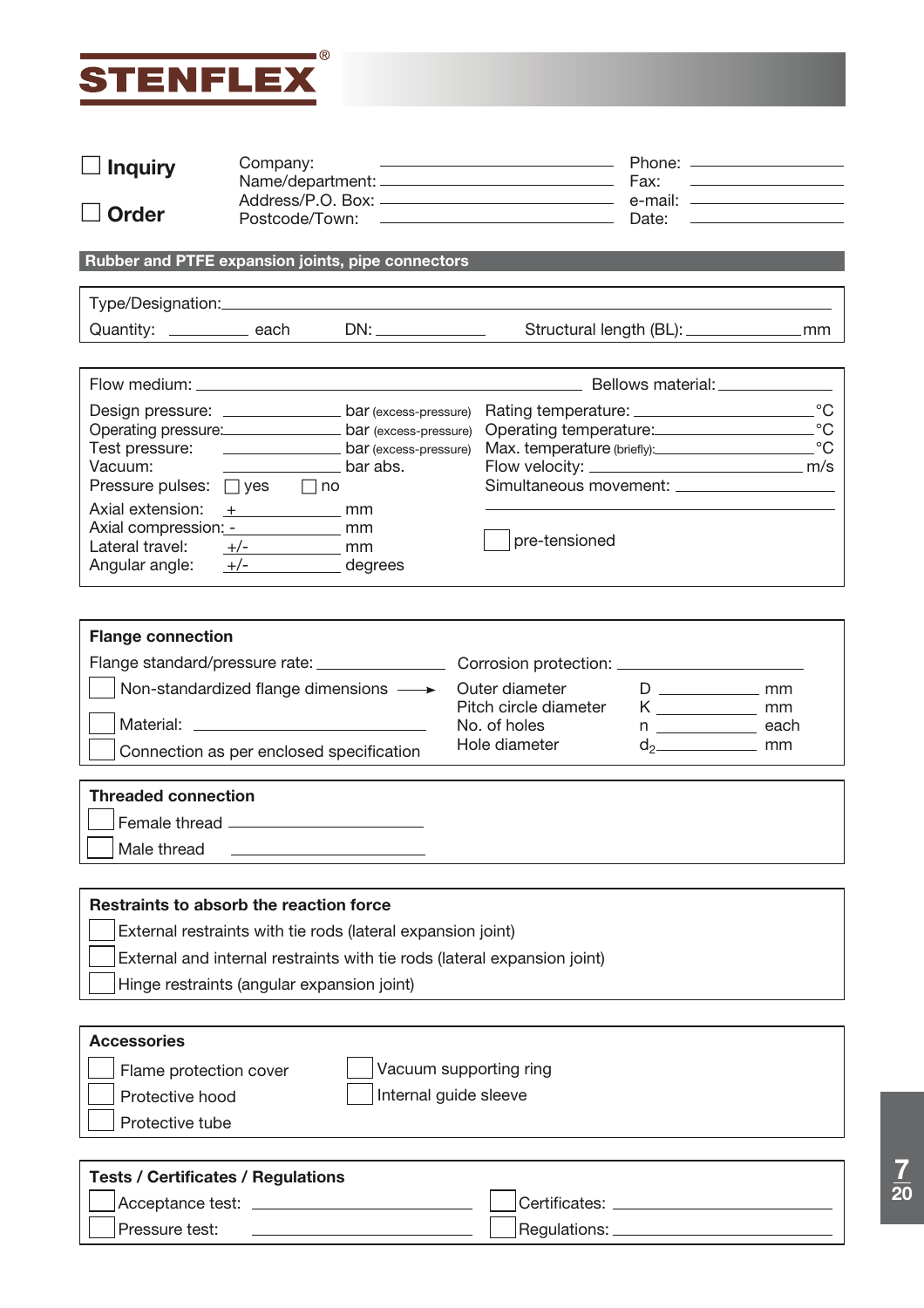**STENFLEX®**

☐ **Inquiry**

☐ **Order**

Company: \_\_\_\_\_\_\_\_\_\_\_\_\_\_\_\_\_\_\_\_ Phone: \_\_\_\_\_\_\_\_\_\_\_\_

Name/department: \_\_\_\_\_\_\_\_\_\_\_\_\_\_\_\_\_\_\_\_ Fax: \_\_\_\_\_\_\_\_\_\_\_\_

Address/P.O. Box: \_\_\_\_\_\_\_\_\_\_\_\_\_\_\_\_\_\_\_\_ e-mail: \_\_\_\_\_\_\_\_\_\_\_\_

Postcode/Town: \_\_\_\_\_\_\_\_\_\_\_\_\_\_\_\_\_\_\_\_ Date: \_\_\_\_\_\_\_\_\_\_\_\_

## Rubber and PTFE expansion joints, pipe connectors

Type/Designation: \_\_\_\_\_\_\_\_\_\_\_\_\_\_\_\_\_\_\_\_\_\_\_\_\_\_\_\_\_\_\_\_\_\_\_\_\_\_\_\_

Quantity: \_\_\_\_\_\_\_\_ each DN: \_\_\_\_\_\_\_\_\_\_ Structural length (BL): \_\_\_\_\_\_\_\_\_\_ mm

Flow medium: \_\_\_\_\_\_\_\_\_\_\_\_\_\_\_\_\_\_\_\_\_\_\_\_\_\_\_\_ Bellows material: \_\_\_\_\_\_\_\_\_\_

Design pressure: \_\_\_\_\_\_\_\_\_\_ bar (excess-pressure)
Operating pressure: \_\_\_\_\_\_\_\_\_\_ bar (excess-pressure)
Test pressure: \_\_\_\_\_\_\_\_\_\_ bar (excess-pressure)
Vacuum: \_\_\_\_\_\_\_\_\_\_ bar abs.
Pressure pulses: ☐ yes ☐ no

Axial extension: + \_\_\_\_\_\_\_\_\_\_ mm
Axial compression: - \_\_\_\_\_\_\_\_\_\_ mm
Lateral travel: +/- \_\_\_\_\_\_\_\_\_\_ mm
Angular angle: +/- \_\_\_\_\_\_\_\_\_\_ degrees

Rating temperature: \_\_\_\_\_\_\_\_\_\_ °C
Operating temperature: \_\_\_\_\_\_\_\_\_\_ °C
Max. temperature (briefly): \_\_\_\_\_\_\_\_\_\_ °C
Flow velocity: \_\_\_\_\_\_\_\_\_\_ m/s
Simultaneous movement: \_\_\_\_\_\_\_\_\_\_

☐ pre-tensioned

### Flange connection

Flange standard/pressure rate: \_\_\_\_\_\_\_\_\_\_ Corrosion protection: \_\_\_\_\_\_\_\_\_\_

☐ Non-standardized flange dimensions ⟶

| | | | |
|---|---|---|---|
| Outer diameter | D | \_\_\_\_\_\_\_\_ | mm |
| Pitch circle diameter | K | \_\_\_\_\_\_\_\_ | mm |
| No. of holes | n | \_\_\_\_\_\_\_\_ | each |
| Hole diameter | $d_2$ | \_\_\_\_\_\_\_\_ | mm |

☐ Material: \_\_\_\_\_\_\_\_\_\_

☐ Connection as per enclosed specification

### Threaded connection

☐ Female thread \_\_\_\_\_\_\_\_\_\_

☐ Male thread \_\_\_\_\_\_\_\_\_\_

### Restraints to absorb the reaction force

☐ External restraints with tie rods (lateral expansion joint)

☐ External and internal restraints with tie rods (lateral expansion joint)

☐ Hinge restraints (angular expansion joint)

### Accessories

☐ Flame protection cover

☐ Protective hood

☐ Protective tube

☐ Vacuum supporting ring

☐ Internal guide sleeve

### Tests / Certificates / Regulations

☐ Acceptance test: \_\_\_\_\_\_\_\_\_\_ ☐ Certificates: \_\_\_\_\_\_\_\_\_\_

☐ Pressure test: \_\_\_\_\_\_\_\_\_\_ ☐ Regulations: \_\_\_\_\_\_\_\_\_\_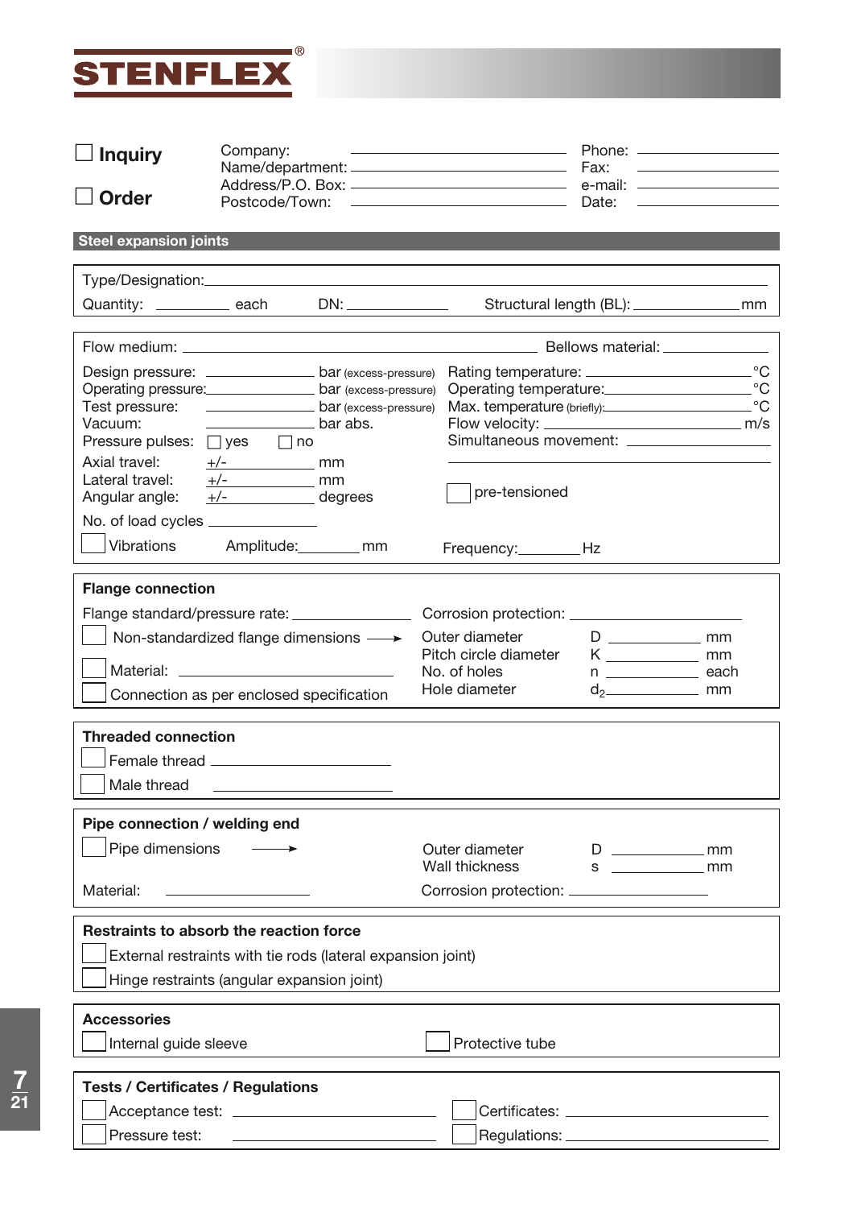# STENFLEX®

☐ **Inquiry**

☐ **Order**

Company: ______________________ Phone: ______________
Name/department: ______________________ Fax: ______________
Address/P.O. Box: ______________________ e-mail: ______________
Postcode/Town: ______________________ Date: ______________

## Steel expansion joints

Type/Designation: ______________________________________________

Quantity: __________ each DN: ____________ Structural length (BL): ____________ mm

Flow medium: ______________________________ Bellows material: ______________

Design pressure: ____________ bar (excess-pressure) Rating temperature: ____________ °C
Operating pressure: ____________ bar (excess-pressure) Operating temperature: ____________ °C
Test pressure: ____________ bar (excess-pressure) Max. temperature (briefly): ____________ °C
Vacuum: ____________ bar abs. Flow velocity: ____________ m/s
Pressure pulses: ☐ yes ☐ no Simultaneous movement: ____________

Axial travel: +/- ____________ mm
Lateral travel: +/- ____________ mm
Angular angle: +/- ____________ degrees ☐ pre-tensioned

No. of load cycles ____________

☐ Vibrations Amplitude: ________ mm Frequency: ________ Hz

### Flange connection

Flange standard/pressure rate: ____________ Corrosion protection: ____________

☐ Non-standardized flange dimensions ⟶

| | | | |
|---|---|---|---|
| Outer diameter | D | ____________ | mm |
| Pitch circle diameter | K | ____________ | mm |
| No. of holes | n | ____________ | each |
| Hole diameter | $d_2$ | ____________ | mm |

☐ Material: ____________

☐ Connection as per enclosed specification

### Threaded connection

☐ Female thread ____________

☐ Male thread ____________

### Pipe connection / welding end

☐ Pipe dimensions ⟶

| | | | |
|---|---|---|---|
| Outer diameter | D | ____________ | mm |
| Wall thickness | s | ____________ | mm |

Material: ____________ Corrosion protection: ____________

### Restraints to absorb the reaction force

☐ External restraints with tie rods (lateral expansion joint)

☐ Hinge restraints (angular expansion joint)

### Accessories

☐ Internal guide sleeve ☐ Protective tube

### Tests / Certificates / Regulations

☐ Acceptance test: ____________ ☐ Certificates: ____________

☐ Pressure test: ____________ ☐ Regulations: ____________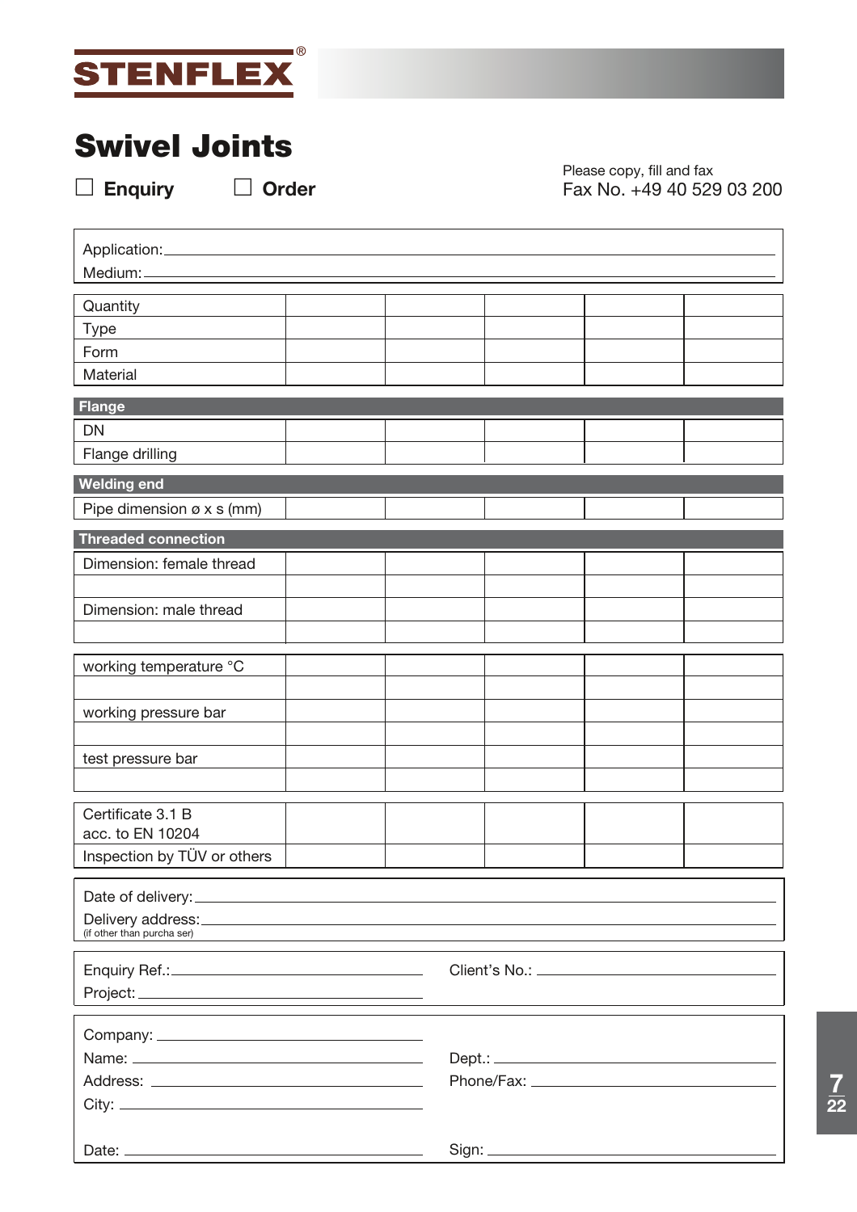STENFLEX®

# Swivel Joints

☐ **Enquiry** ☐ **Order**

Please copy, fill and fax
Fax No. +49 40 529 03 200

Application: ____________________
Medium: ____________________

| Quantity | | | | | |
|---|---|---|---|---|---|
| Type | | | | | |
| Form | | | | | |
| Material | | | | | |
| **Flange** | | | | | |
| DN | | | | | |
| Flange drilling | | | | | |
| **Welding end** | | | | | |
| Pipe dimension ø x s (mm) | | | | | |
| **Threaded connection** | | | | | |
| Dimension: female thread | | | | | |
| | | | | | |
| Dimension: male thread | | | | | |
| | | | | | |
| working temperature °C | | | | | |
| | | | | | |
| working pressure bar | | | | | |
| | | | | | |
| test pressure bar | | | | | |
| | | | | | |
| Certificate 3.1 B acc. to EN 10204 | | | | | |
| Inspection by TÜV or others | | | | | |

Date of delivery: ____________________
Delivery address: ____________________
(if other than purcha ser)

Enquiry Ref.: ____________________ Client's No.: ____________________
Project: ____________________

Company: ____________________
Name: ____________________ Dept.: ____________________
Address: ____________________ Phone/Fax: ____________________
City: ____________________

Date: ____________________ Sign: ____________________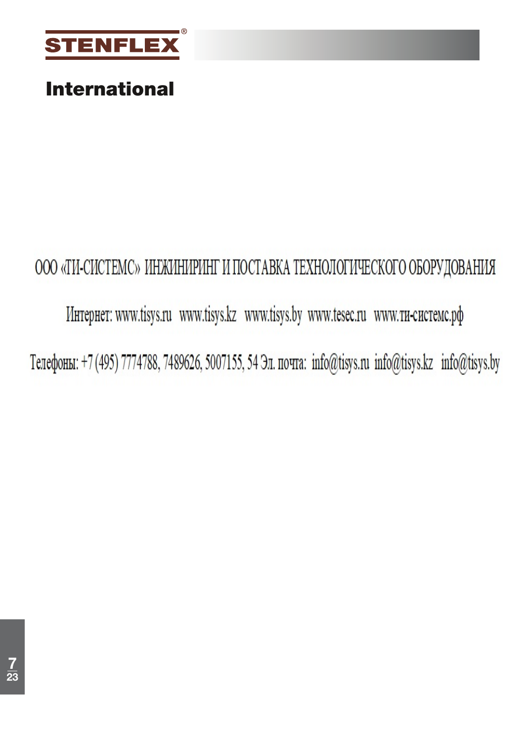STENFLEX®

## International

ООО «ТИ-СИСТЕМС» ИНЖИНИРИНГ И ПОСТАВКА ТЕХНОЛОГИЧЕСКОГО ОБОРУДОВАНИЯ

Интернет: www.tisys.ru www.tisys.kz www.tisys.by www.tesec.ru www.ти-системс.рф

Телефоны: +7 (495) 7774788, 7489626, 5007155, 54 Эл. почта: info@tisys.ru info@tisys.kz info@tisys.by